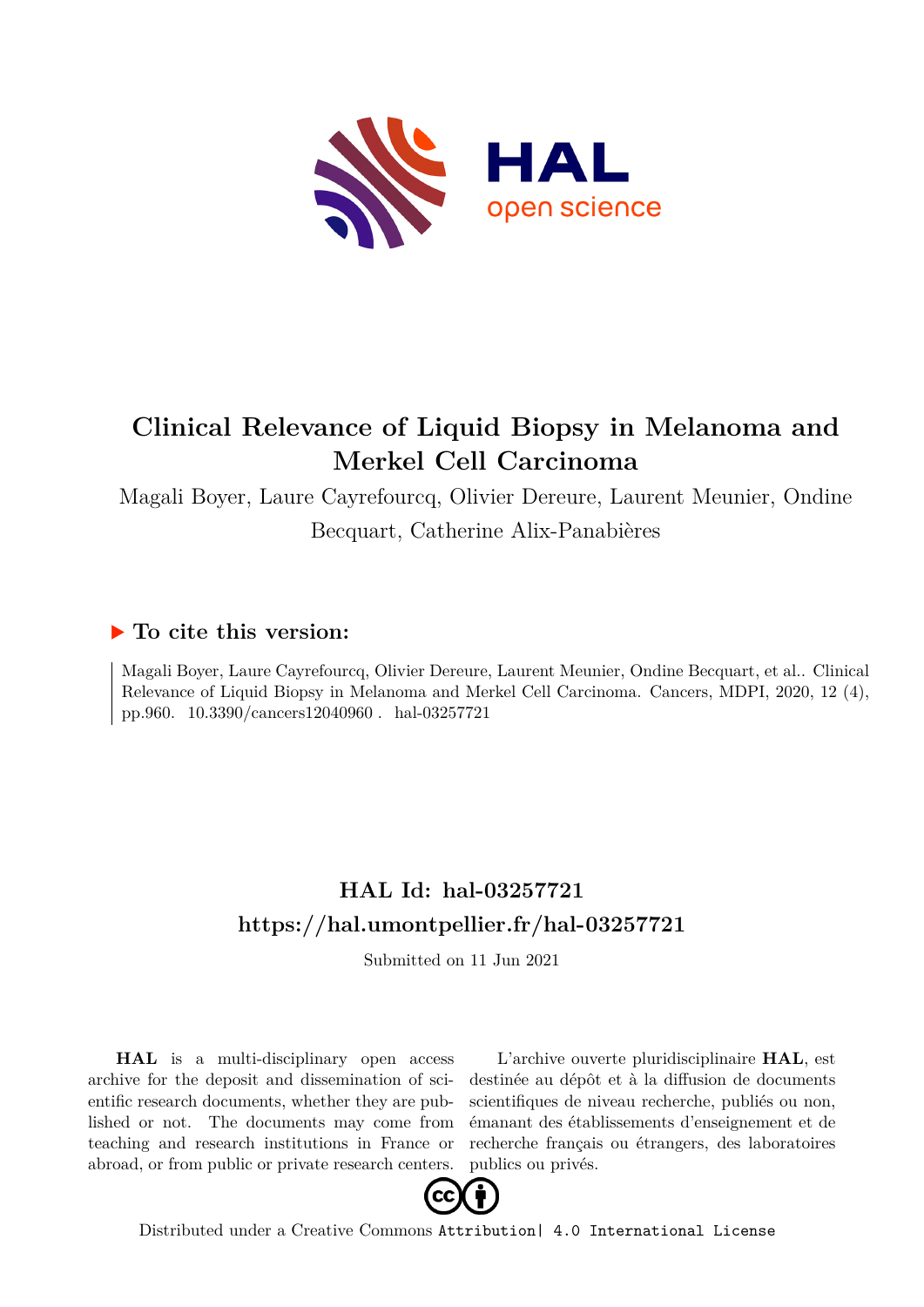# Clinical Relevance of Liquid Biopsy in Melanoma and Merkel Cell Carcinoma

Magali Boyer, Laure Cayrefourcq, Olivier Dereure, Laurent Meunier, Ondine Becquart, Catherine Alix-Panabières

## ▶ To cite this version:

Magali Boyer, Laure Cayrefourcq, Olivier Dereure, Laurent Meunier, Ondine Becquart, et al.. Clinical Relevance of Liquid Biopsy in Melanoma and Merkel Cell Carcinoma. Cancers, MDPI, 2020, 12 (4), pp.960. 10.3390/cancers12040960 . hal-03257721

## HAL Id: hal-03257721
## https://hal.umontpellier.fr/hal-03257721

Submitted on 11 Jun 2021

**HAL** is a multi-disciplinary open access archive for the deposit and dissemination of scientific research documents, whether they are published or not. The documents may come from teaching and research institutions in France or abroad, or from public or private research centers.

L'archive ouverte pluridisciplinaire **HAL**, est destinée au dépôt et à la diffusion de documents scientifiques de niveau recherche, publiés ou non, émanant des établissements d'enseignement et de recherche français ou étrangers, des laboratoires publics ou privés.

Distributed under a Creative Commons Attribution| 4.0 International License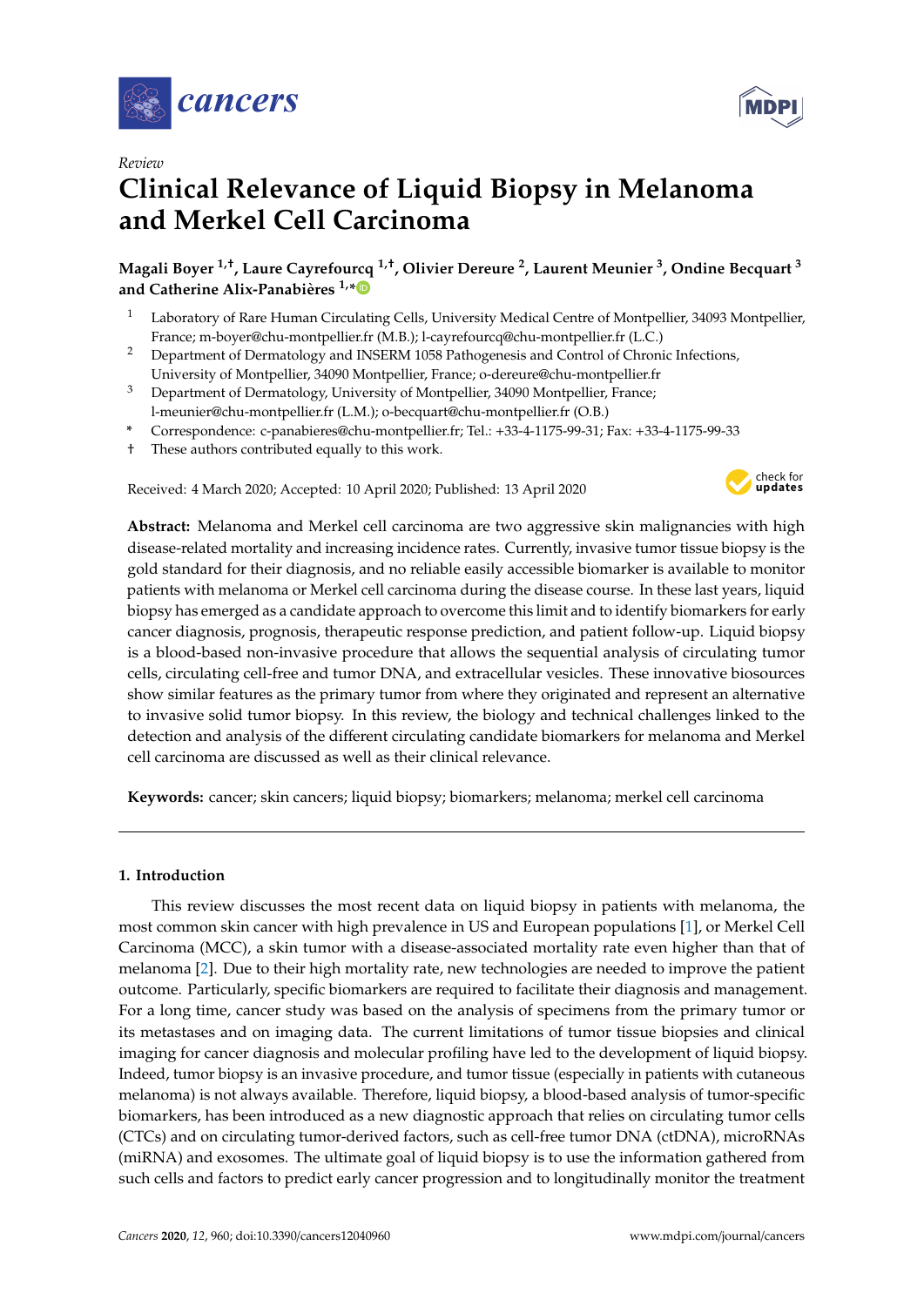*Review*

# Clinical Relevance of Liquid Biopsy in Melanoma and Merkel Cell Carcinoma

**Magali Boyer [1,†], Laure Cayrefourcq [1,†], Olivier Dereure [2], Laurent Meunier [3], Ondine Becquart [3] and Catherine Alix-Panabières [1,*]**

[1] Laboratory of Rare Human Circulating Cells, University Medical Centre of Montpellier, 34093 Montpellier, France; m-boyer@chu-montpellier.fr (M.B.); l-cayrefourcq@chu-montpellier.fr (L.C.)

[2] Department of Dermatology and INSERM 1058 Pathogenesis and Control of Chronic Infections, University of Montpellier, 34090 Montpellier, France; o-dereure@chu-montpellier.fr

[3] Department of Dermatology, University of Montpellier, 34090 Montpellier, France; l-meunier@chu-montpellier.fr (L.M.); o-becquart@chu-montpellier.fr (O.B.)

\* Correspondence: c-panabieres@chu-montpellier.fr; Tel.: +33-4-1175-99-31; Fax: +33-4-1175-99-33

† These authors contributed equally to this work.

Received: 4 March 2020; Accepted: 10 April 2020; Published: 13 April 2020

**Abstract:** Melanoma and Merkel cell carcinoma are two aggressive skin malignancies with high disease-related mortality and increasing incidence rates. Currently, invasive tumor tissue biopsy is the gold standard for their diagnosis, and no reliable easily accessible biomarker is available to monitor patients with melanoma or Merkel cell carcinoma during the disease course. In these last years, liquid biopsy has emerged as a candidate approach to overcome this limit and to identify biomarkers for early cancer diagnosis, prognosis, therapeutic response prediction, and patient follow-up. Liquid biopsy is a blood-based non-invasive procedure that allows the sequential analysis of circulating tumor cells, circulating cell-free and tumor DNA, and extracellular vesicles. These innovative biosources show similar features as the primary tumor from where they originated and represent an alternative to invasive solid tumor biopsy. In this review, the biology and technical challenges linked to the detection and analysis of the different circulating candidate biomarkers for melanoma and Merkel cell carcinoma are discussed as well as their clinical relevance.

**Keywords:** cancer; skin cancers; liquid biopsy; biomarkers; melanoma; merkel cell carcinoma

## 1. Introduction

This review discusses the most recent data on liquid biopsy in patients with melanoma, the most common skin cancer with high prevalence in US and European populations [1], or Merkel Cell Carcinoma (MCC), a skin tumor with a disease-associated mortality rate even higher than that of melanoma [2]. Due to their high mortality rate, new technologies are needed to improve the patient outcome. Particularly, specific biomarkers are required to facilitate their diagnosis and management. For a long time, cancer study was based on the analysis of specimens from the primary tumor or its metastases and on imaging data. The current limitations of tumor tissue biopsies and clinical imaging for cancer diagnosis and molecular profiling have led to the development of liquid biopsy. Indeed, tumor biopsy is an invasive procedure, and tumor tissue (especially in patients with cutaneous melanoma) is not always available. Therefore, liquid biopsy, a blood-based analysis of tumor-specific biomarkers, has been introduced as a new diagnostic approach that relies on circulating tumor cells (CTCs) and on circulating tumor-derived factors, such as cell-free tumor DNA (ctDNA), microRNAs (miRNA) and exosomes. The ultimate goal of liquid biopsy is to use the information gathered from such cells and factors to predict early cancer progression and to longitudinally monitor the treatment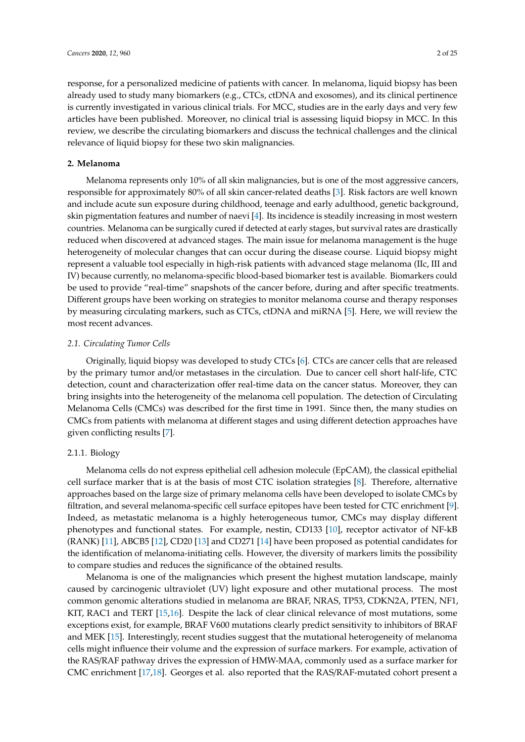response, for a personalized medicine of patients with cancer. In melanoma, liquid biopsy has been already used to study many biomarkers (e.g., CTCs, ctDNA and exosomes), and its clinical pertinence is currently investigated in various clinical trials. For MCC, studies are in the early days and very few articles have been published. Moreover, no clinical trial is assessing liquid biopsy in MCC. In this review, we describe the circulating biomarkers and discuss the technical challenges and the clinical relevance of liquid biopsy for these two skin malignancies.

## 2. Melanoma

Melanoma represents only 10% of all skin malignancies, but is one of the most aggressive cancers, responsible for approximately 80% of all skin cancer-related deaths [3]. Risk factors are well known and include acute sun exposure during childhood, teenage and early adulthood, genetic background, skin pigmentation features and number of naevi [4]. Its incidence is steadily increasing in most western countries. Melanoma can be surgically cured if detected at early stages, but survival rates are drastically reduced when discovered at advanced stages. The main issue for melanoma management is the huge heterogeneity of molecular changes that can occur during the disease course. Liquid biopsy might represent a valuable tool especially in high-risk patients with advanced stage melanoma (IIc, III and IV) because currently, no melanoma-specific blood-based biomarker test is available. Biomarkers could be used to provide "real-time" snapshots of the cancer before, during and after specific treatments. Different groups have been working on strategies to monitor melanoma course and therapy responses by measuring circulating markers, such as CTCs, ctDNA and miRNA [5]. Here, we will review the most recent advances.

### *2.1. Circulating Tumor Cells*

Originally, liquid biopsy was developed to study CTCs [6]. CTCs are cancer cells that are released by the primary tumor and/or metastases in the circulation. Due to cancer cell short half-life, CTC detection, count and characterization offer real-time data on the cancer status. Moreover, they can bring insights into the heterogeneity of the melanoma cell population. The detection of Circulating Melanoma Cells (CMCs) was described for the first time in 1991. Since then, the many studies on CMCs from patients with melanoma at different stages and using different detection approaches have given conflicting results [7].

#### 2.1.1. Biology

Melanoma cells do not express epithelial cell adhesion molecule (EpCAM), the classical epithelial cell surface marker that is at the basis of most CTC isolation strategies [8]. Therefore, alternative approaches based on the large size of primary melanoma cells have been developed to isolate CMCs by filtration, and several melanoma-specific cell surface epitopes have been tested for CTC enrichment [9]. Indeed, as metastatic melanoma is a highly heterogeneous tumor, CMCs may display different phenotypes and functional states. For example, nestin, CD133 [10], receptor activator of NF-kB (RANK) [11], ABCB5 [12], CD20 [13] and CD271 [14] have been proposed as potential candidates for the identification of melanoma-initiating cells. However, the diversity of markers limits the possibility to compare studies and reduces the significance of the obtained results.

Melanoma is one of the malignancies which present the highest mutation landscape, mainly caused by carcinogenic ultraviolet (UV) light exposure and other mutational process. The most common genomic alterations studied in melanoma are BRAF, NRAS, TP53, CDKN2A, PTEN, NF1, KIT, RAC1 and TERT [15,16]. Despite the lack of clear clinical relevance of most mutations, some exceptions exist, for example, BRAF V600 mutations clearly predict sensitivity to inhibitors of BRAF and MEK [15]. Interestingly, recent studies suggest that the mutational heterogeneity of melanoma cells might influence their volume and the expression of surface markers. For example, activation of the RAS/RAF pathway drives the expression of HMW-MAA, commonly used as a surface marker for CMC enrichment [17,18]. Georges et al. also reported that the RAS/RAF-mutated cohort present a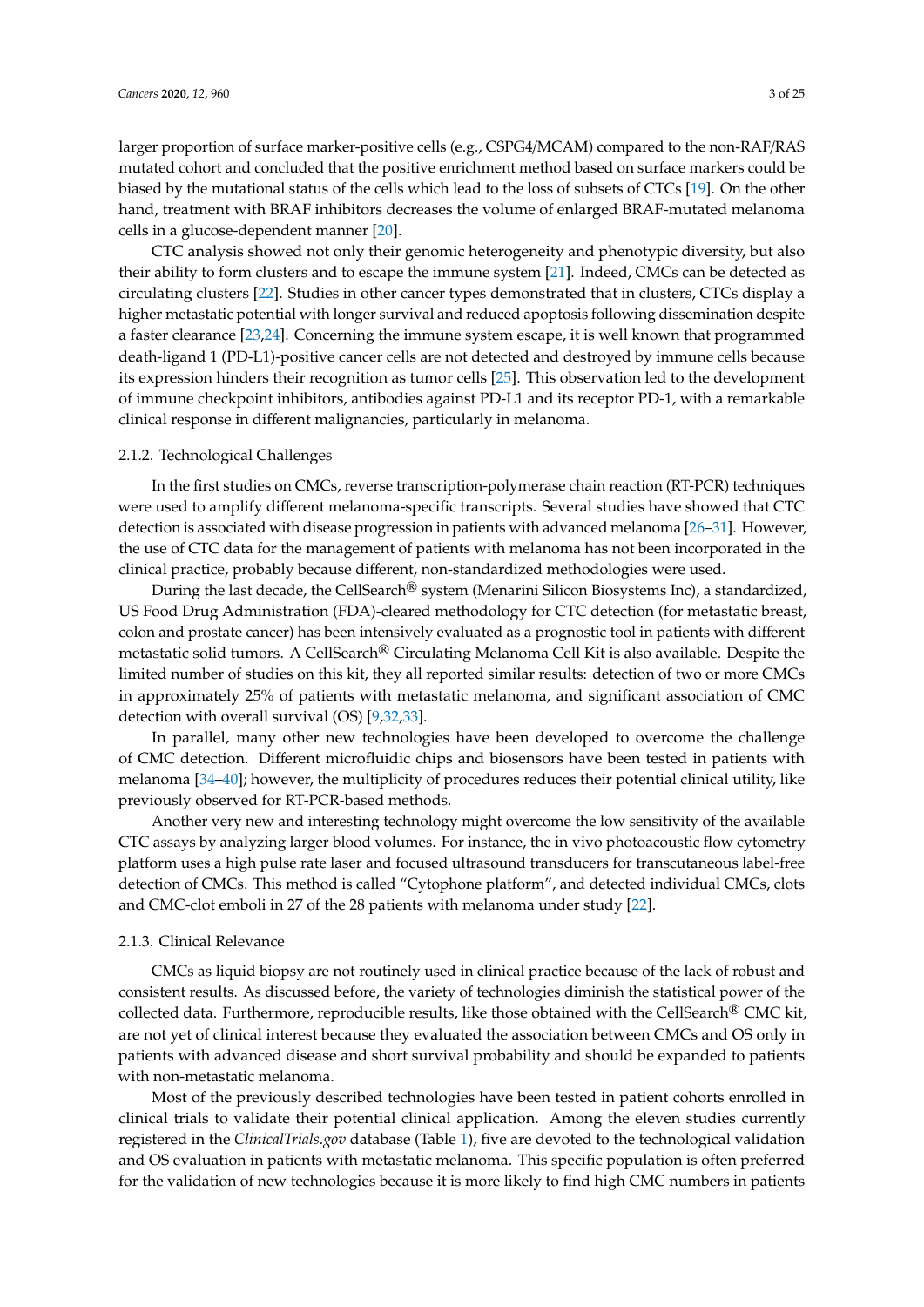larger proportion of surface marker-positive cells (e.g., CSPG4/MCAM) compared to the non-RAF/RAS mutated cohort and concluded that the positive enrichment method based on surface markers could be biased by the mutational status of the cells which lead to the loss of subsets of CTCs [19]. On the other hand, treatment with BRAF inhibitors decreases the volume of enlarged BRAF-mutated melanoma cells in a glucose-dependent manner [20].

CTC analysis showed not only their genomic heterogeneity and phenotypic diversity, but also their ability to form clusters and to escape the immune system [21]. Indeed, CMCs can be detected as circulating clusters [22]. Studies in other cancer types demonstrated that in clusters, CTCs display a higher metastatic potential with longer survival and reduced apoptosis following dissemination despite a faster clearance [23,24]. Concerning the immune system escape, it is well known that programmed death-ligand 1 (PD-L1)-positive cancer cells are not detected and destroyed by immune cells because its expression hinders their recognition as tumor cells [25]. This observation led to the development of immune checkpoint inhibitors, antibodies against PD-L1 and its receptor PD-1, with a remarkable clinical response in different malignancies, particularly in melanoma.

#### 2.1.2. Technological Challenges

In the first studies on CMCs, reverse transcription-polymerase chain reaction (RT-PCR) techniques were used to amplify different melanoma-specific transcripts. Several studies have showed that CTC detection is associated with disease progression in patients with advanced melanoma [26–31]. However, the use of CTC data for the management of patients with melanoma has not been incorporated in the clinical practice, probably because different, non-standardized methodologies were used.

During the last decade, the CellSearch® system (Menarini Silicon Biosystems Inc), a standardized, US Food Drug Administration (FDA)-cleared methodology for CTC detection (for metastatic breast, colon and prostate cancer) has been intensively evaluated as a prognostic tool in patients with different metastatic solid tumors. A CellSearch® Circulating Melanoma Cell Kit is also available. Despite the limited number of studies on this kit, they all reported similar results: detection of two or more CMCs in approximately 25% of patients with metastatic melanoma, and significant association of CMC detection with overall survival (OS) [9,32,33].

In parallel, many other new technologies have been developed to overcome the challenge of CMC detection. Different microfluidic chips and biosensors have been tested in patients with melanoma [34–40]; however, the multiplicity of procedures reduces their potential clinical utility, like previously observed for RT-PCR-based methods.

Another very new and interesting technology might overcome the low sensitivity of the available CTC assays by analyzing larger blood volumes. For instance, the in vivo photoacoustic flow cytometry platform uses a high pulse rate laser and focused ultrasound transducers for transcutaneous label-free detection of CMCs. This method is called "Cytophone platform", and detected individual CMCs, clots and CMC-clot emboli in 27 of the 28 patients with melanoma under study [22].

#### 2.1.3. Clinical Relevance

CMCs as liquid biopsy are not routinely used in clinical practice because of the lack of robust and consistent results. As discussed before, the variety of technologies diminish the statistical power of the collected data. Furthermore, reproducible results, like those obtained with the CellSearch® CMC kit, are not yet of clinical interest because they evaluated the association between CMCs and OS only in patients with advanced disease and short survival probability and should be expanded to patients with non-metastatic melanoma.

Most of the previously described technologies have been tested in patient cohorts enrolled in clinical trials to validate their potential clinical application. Among the eleven studies currently registered in the *ClinicalTrials.gov* database (Table 1), five are devoted to the technological validation and OS evaluation in patients with metastatic melanoma. This specific population is often preferred for the validation of new technologies because it is more likely to find high CMC numbers in patients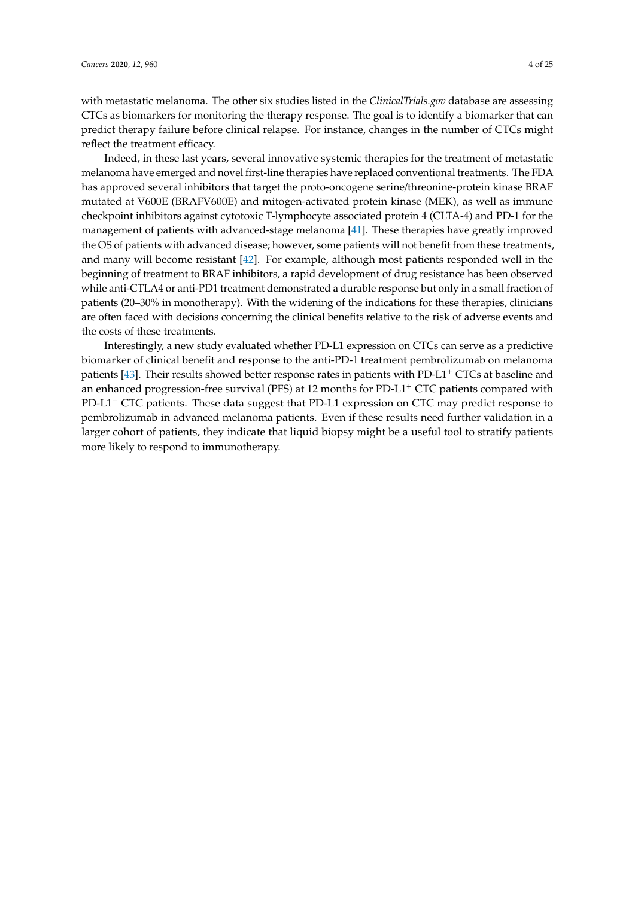with metastatic melanoma. The other six studies listed in the *ClinicalTrials.gov* database are assessing CTCs as biomarkers for monitoring the therapy response. The goal is to identify a biomarker that can predict therapy failure before clinical relapse. For instance, changes in the number of CTCs might reflect the treatment efficacy.

Indeed, in these last years, several innovative systemic therapies for the treatment of metastatic melanoma have emerged and novel first-line therapies have replaced conventional treatments. The FDA has approved several inhibitors that target the proto-oncogene serine/threonine-protein kinase BRAF mutated at V600E (BRAFV600E) and mitogen-activated protein kinase (MEK), as well as immune checkpoint inhibitors against cytotoxic T-lymphocyte associated protein 4 (CLTA-4) and PD-1 for the management of patients with advanced-stage melanoma [41]. These therapies have greatly improved the OS of patients with advanced disease; however, some patients will not benefit from these treatments, and many will become resistant [42]. For example, although most patients responded well in the beginning of treatment to BRAF inhibitors, a rapid development of drug resistance has been observed while anti-CTLA4 or anti-PD1 treatment demonstrated a durable response but only in a small fraction of patients (20–30% in monotherapy). With the widening of the indications for these therapies, clinicians are often faced with decisions concerning the clinical benefits relative to the risk of adverse events and the costs of these treatments.

Interestingly, a new study evaluated whether PD-L1 expression on CTCs can serve as a predictive biomarker of clinical benefit and response to the anti-PD-1 treatment pembrolizumab on melanoma patients [43]. Their results showed better response rates in patients with PD-L1$^{+}$ CTCs at baseline and an enhanced progression-free survival (PFS) at 12 months for PD-L1$^{+}$ CTC patients compared with PD-L1$^{-}$ CTC patients. These data suggest that PD-L1 expression on CTC may predict response to pembrolizumab in advanced melanoma patients. Even if these results need further validation in a larger cohort of patients, they indicate that liquid biopsy might be a useful tool to stratify patients more likely to respond to immunotherapy.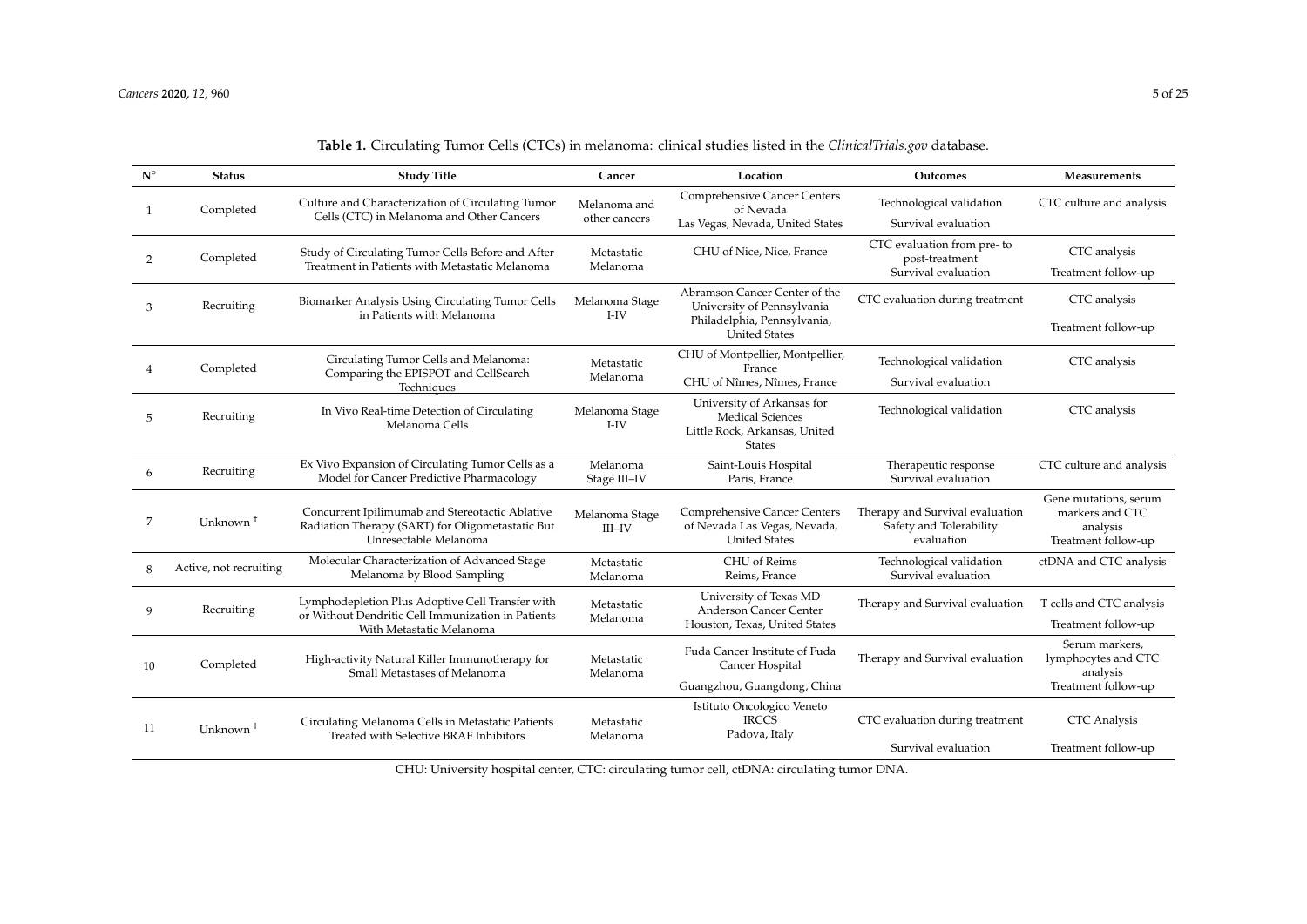**Table 1.** Circulating Tumor Cells (CTCs) in melanoma: clinical studies listed in the *ClinicalTrials.gov* database.

| N° | Status | Study Title | Cancer | Location | Outcomes | Measurements |
|---|---|---|---|---|---|---|
| 1 | Completed | Culture and Characterization of Circulating Tumor Cells (CTC) in Melanoma and Other Cancers | Melanoma and other cancers | Comprehensive Cancer Centers of Nevada Las Vegas, Nevada, United States | Technological validation Survival evaluation | CTC culture and analysis |
| 2 | Completed | Study of Circulating Tumor Cells Before and After Treatment in Patients with Metastatic Melanoma | Metastatic Melanoma | CHU of Nice, Nice, France | CTC evaluation from pre- to post-treatment Survival evaluation | CTC analysis Treatment follow-up |
| 3 | Recruiting | Biomarker Analysis Using Circulating Tumor Cells in Patients with Melanoma | Melanoma Stage I-IV | Abramson Cancer Center of the University of Pennsylvania Philadelphia, Pennsylvania, United States | CTC evaluation during treatment | CTC analysis Treatment follow-up |
| 4 | Completed | Circulating Tumor Cells and Melanoma: Comparing the EPISPOT and CellSearch Techniques | Metastatic Melanoma | CHU of Montpellier, Montpellier, France CHU of Nîmes, Nîmes, France | Technological validation Survival evaluation | CTC analysis |
| 5 | Recruiting | In Vivo Real-time Detection of Circulating Melanoma Cells | Melanoma Stage I-IV | University of Arkansas for Medical Sciences Little Rock, Arkansas, United States | Technological validation | CTC analysis |
| 6 | Recruiting | Ex Vivo Expansion of Circulating Tumor Cells as a Model for Cancer Predictive Pharmacology | Melanoma Stage III–IV | Saint-Louis Hospital Paris, France | Therapeutic response Survival evaluation | CTC culture and analysis |
| 7 | Unknown † | Concurrent Ipilimumab and Stereotactic Ablative Radiation Therapy (SART) for Oligometastatic But Unresectable Melanoma | Melanoma Stage III–IV | Comprehensive Cancer Centers of Nevada Las Vegas, Nevada, United States | Therapy and Survival evaluation Safety and Tolerability evaluation | Gene mutations, serum markers and CTC analysis Treatment follow-up |
| 8 | Active, not recruiting | Molecular Characterization of Advanced Stage Melanoma by Blood Sampling | Metastatic Melanoma | CHU of Reims Reims, France | Technological validation Survival evaluation | ctDNA and CTC analysis |
| 9 | Recruiting | Lymphodepletion Plus Adoptive Cell Transfer with or Without Dendritic Cell Immunization in Patients With Metastatic Melanoma | Metastatic Melanoma | University of Texas MD Anderson Cancer Center Houston, Texas, United States | Therapy and Survival evaluation | T cells and CTC analysis Treatment follow-up |
| 10 | Completed | High-activity Natural Killer Immunotherapy for Small Metastases of Melanoma | Metastatic Melanoma | Fuda Cancer Institute of Fuda Cancer Hospital Guangzhou, Guangdong, China | Therapy and Survival evaluation | Serum markers, lymphocytes and CTC analysis Treatment follow-up |
| 11 | Unknown † | Circulating Melanoma Cells in Metastatic Patients Treated with Selective BRAF Inhibitors | Metastatic Melanoma | Istituto Oncologico Veneto IRCCS Padova, Italy | CTC evaluation during treatment Survival evaluation | CTC Analysis Treatment follow-up |

CHU: University hospital center, CTC: circulating tumor cell, ctDNA: circulating tumor DNA.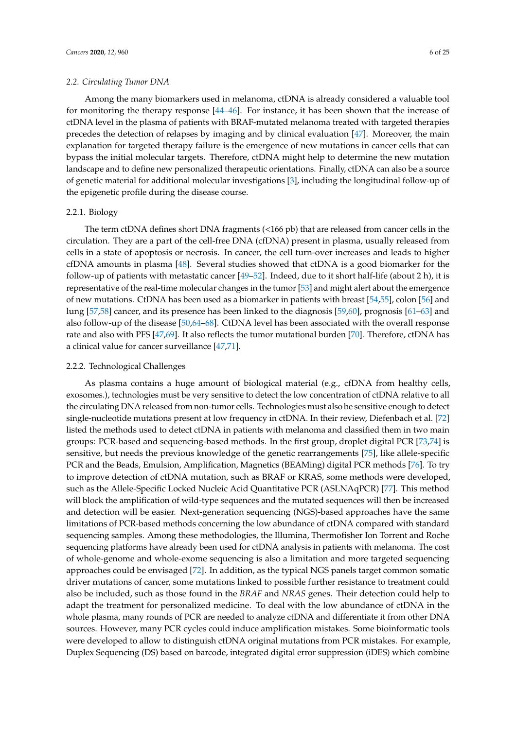### 2.2. Circulating Tumor DNA

Among the many biomarkers used in melanoma, ctDNA is already considered a valuable tool for monitoring the therapy response [44–46]. For instance, it has been shown that the increase of ctDNA level in the plasma of patients with BRAF-mutated melanoma treated with targeted therapies precedes the detection of relapses by imaging and by clinical evaluation [47]. Moreover, the main explanation for targeted therapy failure is the emergence of new mutations in cancer cells that can bypass the initial molecular targets. Therefore, ctDNA might help to determine the new mutation landscape and to define new personalized therapeutic orientations. Finally, ctDNA can also be a source of genetic material for additional molecular investigations [3], including the longitudinal follow-up of the epigenetic profile during the disease course.

#### 2.2.1. Biology

The term ctDNA defines short DNA fragments (<166 pb) that are released from cancer cells in the circulation. They are a part of the cell-free DNA (cfDNA) present in plasma, usually released from cells in a state of apoptosis or necrosis. In cancer, the cell turn-over increases and leads to higher cfDNA amounts in plasma [48]. Several studies showed that ctDNA is a good biomarker for the follow-up of patients with metastatic cancer [49–52]. Indeed, due to it short half-life (about 2 h), it is representative of the real-time molecular changes in the tumor [53] and might alert about the emergence of new mutations. CtDNA has been used as a biomarker in patients with breast [54,55], colon [56] and lung [57,58] cancer, and its presence has been linked to the diagnosis [59,60], prognosis [61–63] and also follow-up of the disease [50,64–68]. CtDNA level has been associated with the overall response rate and also with PFS [47,69]. It also reflects the tumor mutational burden [70]. Therefore, ctDNA has a clinical value for cancer surveillance [47,71].

#### 2.2.2. Technological Challenges

As plasma contains a huge amount of biological material (e.g., cfDNA from healthy cells, exosomes.), technologies must be very sensitive to detect the low concentration of ctDNA relative to all the circulating DNA released from non-tumor cells. Technologies must also be sensitive enough to detect single-nucleotide mutations present at low frequency in ctDNA. In their review, Diefenbach et al. [72] listed the methods used to detect ctDNA in patients with melanoma and classified them in two main groups: PCR-based and sequencing-based methods. In the first group, droplet digital PCR [73,74] is sensitive, but needs the previous knowledge of the genetic rearrangements [75], like allele-specific PCR and the Beads, Emulsion, Amplification, Magnetics (BEAMing) digital PCR methods [76]. To try to improve detection of ctDNA mutation, such as BRAF or KRAS, some methods were developed, such as the Allele-Specific Locked Nucleic Acid Quantitative PCR (ASLNAqPCR) [77]. This method will block the amplification of wild-type sequences and the mutated sequences will then be increased and detection will be easier. Next-generation sequencing (NGS)-based approaches have the same limitations of PCR-based methods concerning the low abundance of ctDNA compared with standard sequencing samples. Among these methodologies, the Illumina, Thermofisher Ion Torrent and Roche sequencing platforms have already been used for ctDNA analysis in patients with melanoma. The cost of whole-genome and whole-exome sequencing is also a limitation and more targeted sequencing approaches could be envisaged [72]. In addition, as the typical NGS panels target common somatic driver mutations of cancer, some mutations linked to possible further resistance to treatment could also be included, such as those found in the *BRAF* and *NRAS* genes. Their detection could help to adapt the treatment for personalized medicine. To deal with the low abundance of ctDNA in the whole plasma, many rounds of PCR are needed to analyze ctDNA and differentiate it from other DNA sources. However, many PCR cycles could induce amplification mistakes. Some bioinformatic tools were developed to allow to distinguish ctDNA original mutations from PCR mistakes. For example, Duplex Sequencing (DS) based on barcode, integrated digital error suppression (iDES) which combine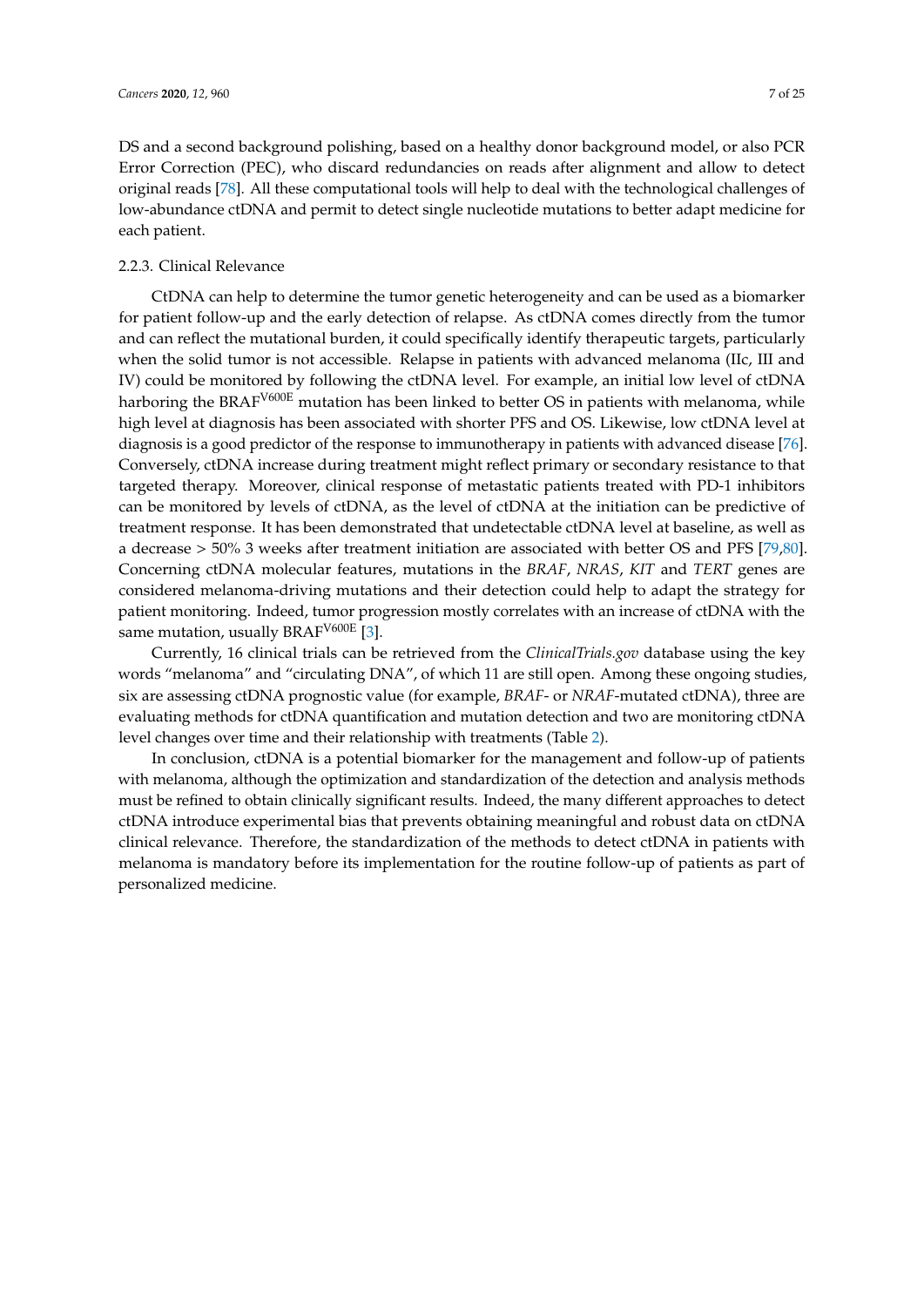DS and a second background polishing, based on a healthy donor background model, or also PCR Error Correction (PEC), who discard redundancies on reads after alignment and allow to detect original reads [78]. All these computational tools will help to deal with the technological challenges of low-abundance ctDNA and permit to detect single nucleotide mutations to better adapt medicine for each patient.

#### 2.2.3. Clinical Relevance

CtDNA can help to determine the tumor genetic heterogeneity and can be used as a biomarker for patient follow-up and the early detection of relapse. As ctDNA comes directly from the tumor and can reflect the mutational burden, it could specifically identify therapeutic targets, particularly when the solid tumor is not accessible. Relapse in patients with advanced melanoma (IIc, III and IV) could be monitored by following the ctDNA level. For example, an initial low level of ctDNA harboring the $BRAF^{V600E}$ mutation has been linked to better OS in patients with melanoma, while high level at diagnosis has been associated with shorter PFS and OS. Likewise, low ctDNA level at diagnosis is a good predictor of the response to immunotherapy in patients with advanced disease [76]. Conversely, ctDNA increase during treatment might reflect primary or secondary resistance to that targeted therapy. Moreover, clinical response of metastatic patients treated with PD-1 inhibitors can be monitored by levels of ctDNA, as the level of ctDNA at the initiation can be predictive of treatment response. It has been demonstrated that undetectable ctDNA level at baseline, as well as a decrease > 50% 3 weeks after treatment initiation are associated with better OS and PFS [79,80]. Concerning ctDNA molecular features, mutations in the *BRAF*, *NRAS*, *KIT* and *TERT* genes are considered melanoma-driving mutations and their detection could help to adapt the strategy for patient monitoring. Indeed, tumor progression mostly correlates with an increase of ctDNA with the same mutation, usually $BRAF^{V600E}$ [3].

Currently, 16 clinical trials can be retrieved from the *ClinicalTrials.gov* database using the key words "melanoma" and "circulating DNA", of which 11 are still open. Among these ongoing studies, six are assessing ctDNA prognostic value (for example, *BRAF*- or *NRAF*-mutated ctDNA), three are evaluating methods for ctDNA quantification and mutation detection and two are monitoring ctDNA level changes over time and their relationship with treatments (Table 2).

In conclusion, ctDNA is a potential biomarker for the management and follow-up of patients with melanoma, although the optimization and standardization of the detection and analysis methods must be refined to obtain clinically significant results. Indeed, the many different approaches to detect ctDNA introduce experimental bias that prevents obtaining meaningful and robust data on ctDNA clinical relevance. Therefore, the standardization of the methods to detect ctDNA in patients with melanoma is mandatory before its implementation for the routine follow-up of patients as part of personalized medicine.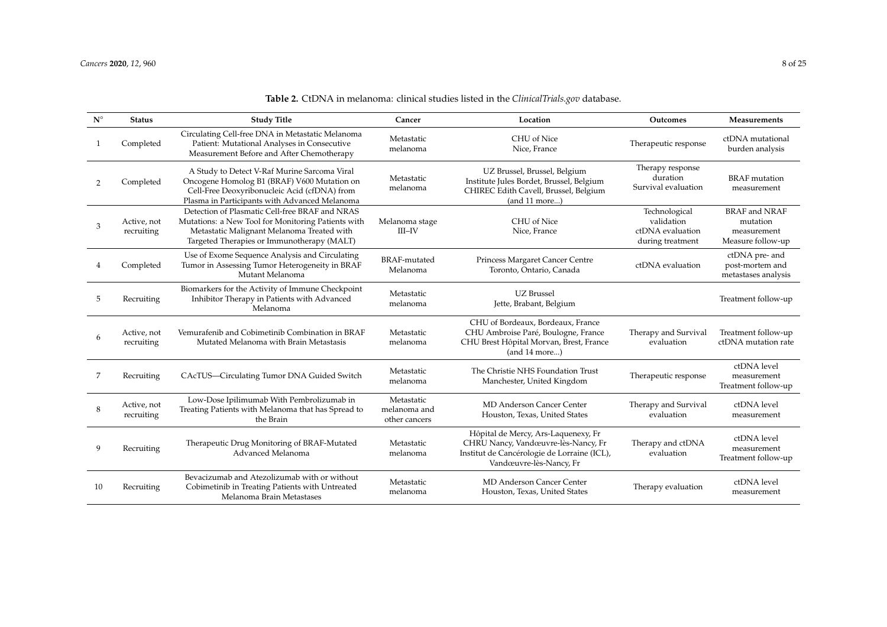**Table 2.** CtDNA in melanoma: clinical studies listed in the *ClinicalTrials.gov* database.

| N° | Status | Study Title | Cancer | Location | Outcomes | Measurements |
|---|---|---|---|---|---|---|
| 1 | Completed | Circulating Cell-free DNA in Metastatic Melanoma Patient: Mutational Analyses in Consecutive Measurement Before and After Chemotherapy | Metastatic melanoma | CHU of Nice Nice, France | Therapeutic response | ctDNA mutational burden analysis |
| 2 | Completed | A Study to Detect V-Raf Murine Sarcoma Viral Oncogene Homolog B1 (BRAF) V600 Mutation on Cell-Free Deoxyribonucleic Acid (cfDNA) from Plasma in Participants with Advanced Melanoma | Metastatic melanoma | UZ Brussel, Brussel, Belgium Institute Jules Bordet, Brussel, Belgium CHIREC Edith Cavell, Brussel, Belgium (and 11 more...) | Therapy response duration Survival evaluation | BRAF mutation measurement |
| 3 | Active, not recruiting | Detection of Plasmatic Cell-free BRAF and NRAS Mutations: a New Tool for Monitoring Patients with Metastatic Malignant Melanoma Treated with Targeted Therapies or Immunotherapy (MALT) | Melanoma stage III–IV | CHU of Nice Nice, France | Technological validation ctDNA evaluation during treatment | BRAF and NRAF mutation measurement Measure follow-up |
| 4 | Completed | Use of Exome Sequence Analysis and Circulating Tumor in Assessing Tumor Heterogeneity in BRAF Mutant Melanoma | BRAF-mutated Melanoma | Princess Margaret Cancer Centre Toronto, Ontario, Canada | ctDNA evaluation | ctDNA pre- and post-mortem and metastases analysis |
| 5 | Recruiting | Biomarkers for the Activity of Immune Checkpoint Inhibitor Therapy in Patients with Advanced Melanoma | Metastatic melanoma | UZ Brussel Jette, Brabant, Belgium | | Treatment follow-up |
| 6 | Active, not recruiting | Vemurafenib and Cobimetinib Combination in BRAF Mutated Melanoma with Brain Metastasis | Metastatic melanoma | CHU of Bordeaux, Bordeaux, France CHU Ambroise Paré, Boulogne, France CHU Brest Hôpital Morvan, Brest, France (and 14 more...) | Therapy and Survival evaluation | Treatment follow-up ctDNA mutation rate |
| 7 | Recruiting | CAcTUS—Circulating Tumor DNA Guided Switch | Metastatic melanoma | The Christie NHS Foundation Trust Manchester, United Kingdom | Therapeutic response | ctDNA level measurement Treatment follow-up |
| 8 | Active, not recruiting | Low-Dose Ipilimumab With Pembrolizumab in Treating Patients with Melanoma that has Spread to the Brain | Metastatic melanoma and other cancers | MD Anderson Cancer Center Houston, Texas, United States | Therapy and Survival evaluation | ctDNA level measurement |
| 9 | Recruiting | Therapeutic Drug Monitoring of BRAF-Mutated Advanced Melanoma | Metastatic melanoma | Hôpital de Mercy, Ars-Laquenexy, Fr CHRU Nancy, Vandœuvre-lès-Nancy, Fr Institut de Cancérologie de Lorraine (ICL), Vandœuvre-lès-Nancy, Fr | Therapy and ctDNA evaluation | ctDNA level measurement Treatment follow-up |
| 10 | Recruiting | Bevacizumab and Atezolizumab with or without Cobimetinib in Treating Patients with Untreated Melanoma Brain Metastases | Metastatic melanoma | MD Anderson Cancer Center Houston, Texas, United States | Therapy evaluation | ctDNA level measurement |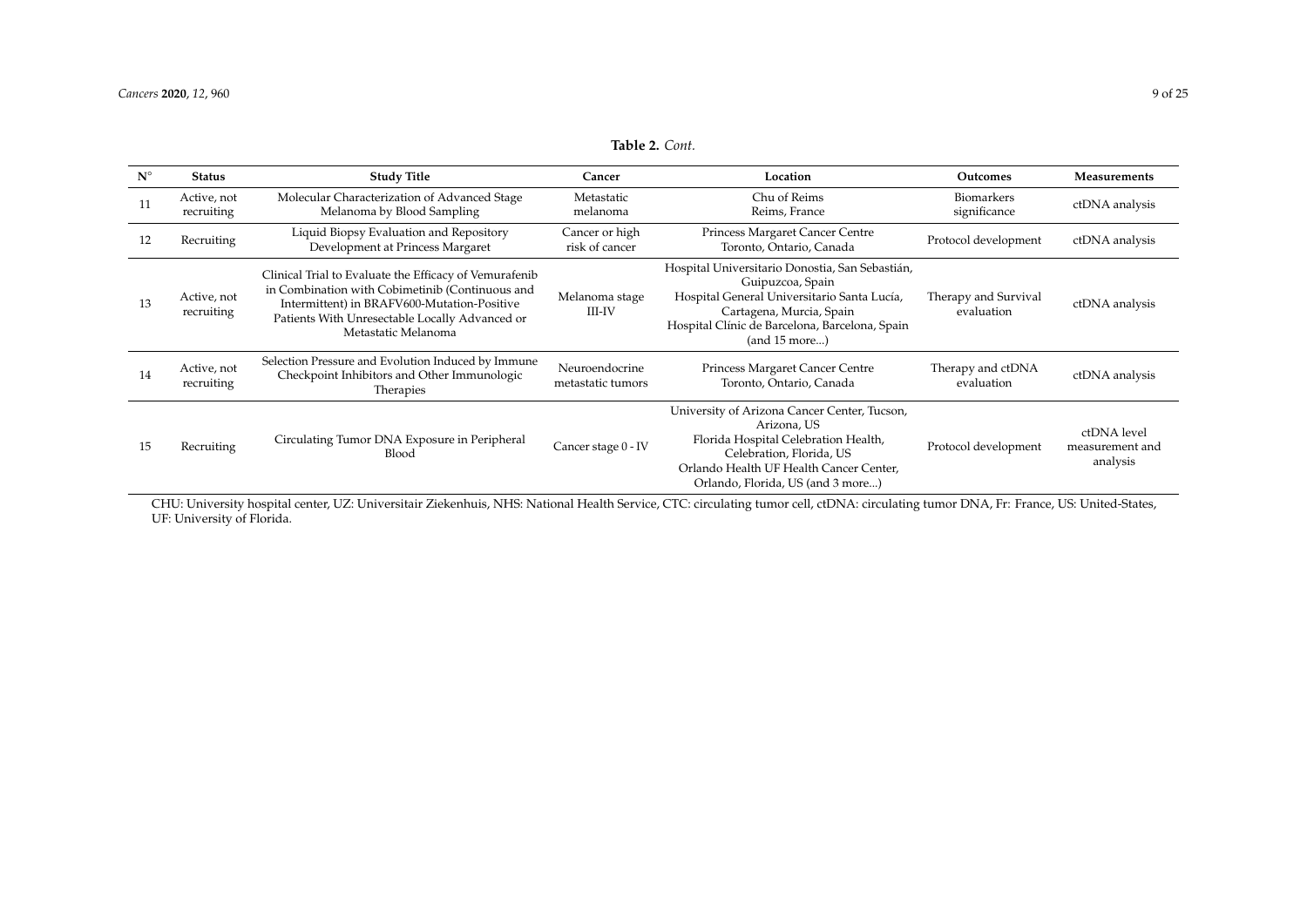**Table 2.** *Cont.*

| N° | Status | Study Title | Cancer | Location | Outcomes | Measurements |
|---|---|---|---|---|---|---|
| 11 | Active, not recruiting | Molecular Characterization of Advanced Stage Melanoma by Blood Sampling | Metastatic melanoma | Chu of Reims Reims, France | Biomarkers significance | ctDNA analysis |
| 12 | Recruiting | Liquid Biopsy Evaluation and Repository Development at Princess Margaret | Cancer or high risk of cancer | Princess Margaret Cancer Centre Toronto, Ontario, Canada | Protocol development | ctDNA analysis |
| 13 | Active, not recruiting | Clinical Trial to Evaluate the Efficacy of Vemurafenib in Combination with Cobimetinib (Continuous and Intermittent) in BRAFV600-Mutation-Positive Patients With Unresectable Locally Advanced or Metastatic Melanoma | Melanoma stage III-IV | Hospital Universitario Donostia, San Sebastián, Guipuzcoa, Spain Hospital General Universitario Santa Lucía, Cartagena, Murcia, Spain Hospital Clínic de Barcelona, Barcelona, Spain (and 15 more...) | Therapy and Survival evaluation | ctDNA analysis |
| 14 | Active, not recruiting | Selection Pressure and Evolution Induced by Immune Checkpoint Inhibitors and Other Immunologic Therapies | Neuroendocrine metastatic tumors | Princess Margaret Cancer Centre Toronto, Ontario, Canada | Therapy and ctDNA evaluation | ctDNA analysis |
| 15 | Recruiting | Circulating Tumor DNA Exposure in Peripheral Blood | Cancer stage 0 - IV | University of Arizona Cancer Center, Tucson, Arizona, US Florida Hospital Celebration Health, Celebration, Florida, US Orlando Health UF Health Cancer Center, Orlando, Florida, US (and 3 more...) | Protocol development | ctDNA level measurement and analysis |

CHU: University hospital center, UZ: Universitair Ziekenhuis, NHS: National Health Service, CTC: circulating tumor cell, ctDNA: circulating tumor DNA, Fr: France, US: United-States, UF: University of Florida.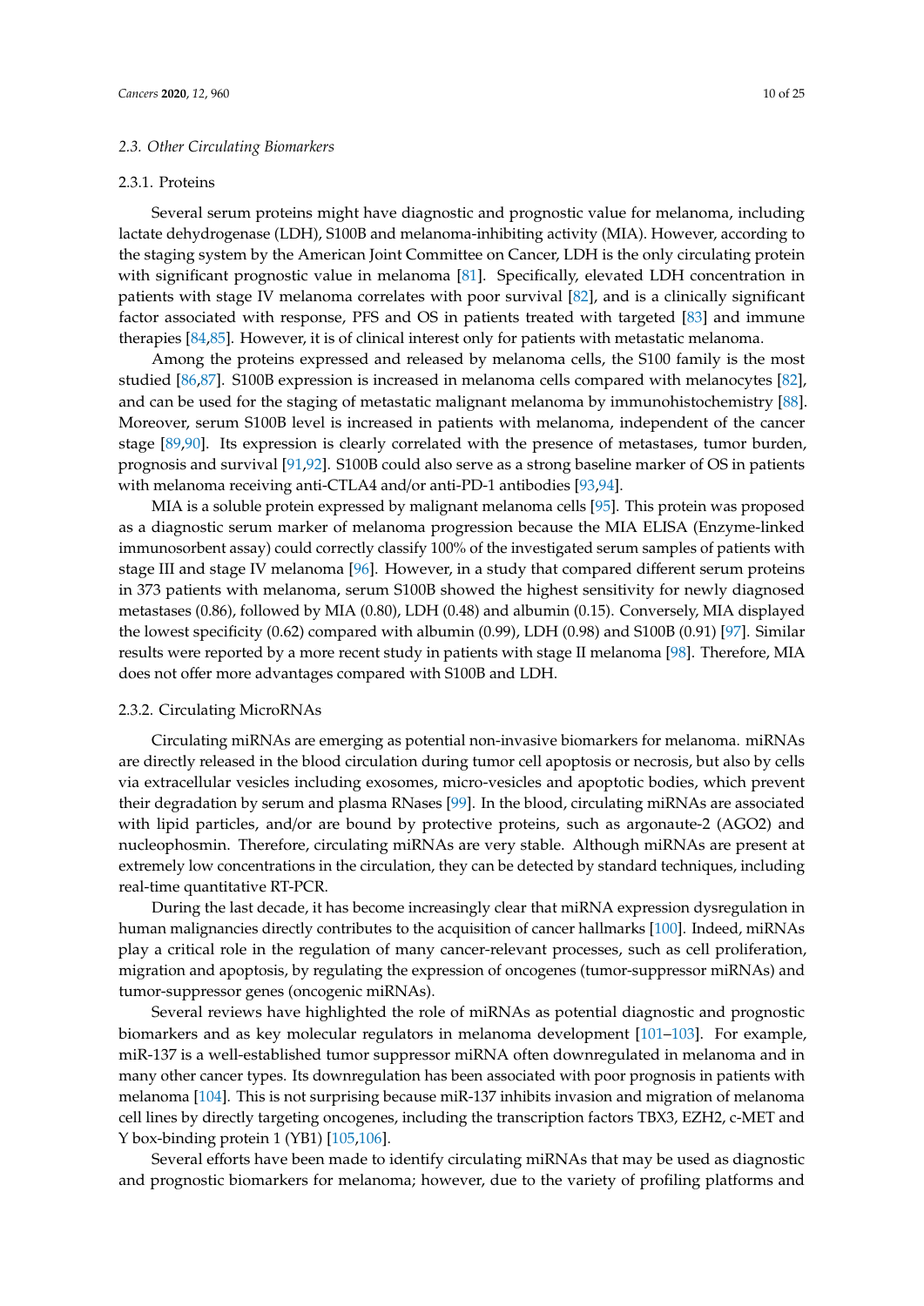### 2.3. Other Circulating Biomarkers

#### 2.3.1. Proteins

Several serum proteins might have diagnostic and prognostic value for melanoma, including lactate dehydrogenase (LDH), S100B and melanoma-inhibiting activity (MIA). However, according to the staging system by the American Joint Committee on Cancer, LDH is the only circulating protein with significant prognostic value in melanoma [81]. Specifically, elevated LDH concentration in patients with stage IV melanoma correlates with poor survival [82], and is a clinically significant factor associated with response, PFS and OS in patients treated with targeted [83] and immune therapies [84,85]. However, it is of clinical interest only for patients with metastatic melanoma.

Among the proteins expressed and released by melanoma cells, the S100 family is the most studied [86,87]. S100B expression is increased in melanoma cells compared with melanocytes [82], and can be used for the staging of metastatic malignant melanoma by immunohistochemistry [88]. Moreover, serum S100B level is increased in patients with melanoma, independent of the cancer stage [89,90]. Its expression is clearly correlated with the presence of metastases, tumor burden, prognosis and survival [91,92]. S100B could also serve as a strong baseline marker of OS in patients with melanoma receiving anti-CTLA4 and/or anti-PD-1 antibodies [93,94].

MIA is a soluble protein expressed by malignant melanoma cells [95]. This protein was proposed as a diagnostic serum marker of melanoma progression because the MIA ELISA (Enzyme-linked immunosorbent assay) could correctly classify 100% of the investigated serum samples of patients with stage III and stage IV melanoma [96]. However, in a study that compared different serum proteins in 373 patients with melanoma, serum S100B showed the highest sensitivity for newly diagnosed metastases (0.86), followed by MIA (0.80), LDH (0.48) and albumin (0.15). Conversely, MIA displayed the lowest specificity (0.62) compared with albumin (0.99), LDH (0.98) and S100B (0.91) [97]. Similar results were reported by a more recent study in patients with stage II melanoma [98]. Therefore, MIA does not offer more advantages compared with S100B and LDH.

#### 2.3.2. Circulating MicroRNAs

Circulating miRNAs are emerging as potential non-invasive biomarkers for melanoma. miRNAs are directly released in the blood circulation during tumor cell apoptosis or necrosis, but also by cells via extracellular vesicles including exosomes, micro-vesicles and apoptotic bodies, which prevent their degradation by serum and plasma RNases [99]. In the blood, circulating miRNAs are associated with lipid particles, and/or are bound by protective proteins, such as argonaute-2 (AGO2) and nucleophosmin. Therefore, circulating miRNAs are very stable. Although miRNAs are present at extremely low concentrations in the circulation, they can be detected by standard techniques, including real-time quantitative RT-PCR.

During the last decade, it has become increasingly clear that miRNA expression dysregulation in human malignancies directly contributes to the acquisition of cancer hallmarks [100]. Indeed, miRNAs play a critical role in the regulation of many cancer-relevant processes, such as cell proliferation, migration and apoptosis, by regulating the expression of oncogenes (tumor-suppressor miRNAs) and tumor-suppressor genes (oncogenic miRNAs).

Several reviews have highlighted the role of miRNAs as potential diagnostic and prognostic biomarkers and as key molecular regulators in melanoma development [101–103]. For example, miR-137 is a well-established tumor suppressor miRNA often downregulated in melanoma and in many other cancer types. Its downregulation has been associated with poor prognosis in patients with melanoma [104]. This is not surprising because miR-137 inhibits invasion and migration of melanoma cell lines by directly targeting oncogenes, including the transcription factors TBX3, EZH2, c-MET and Y box-binding protein 1 (YB1) [105,106].

Several efforts have been made to identify circulating miRNAs that may be used as diagnostic and prognostic biomarkers for melanoma; however, due to the variety of profiling platforms and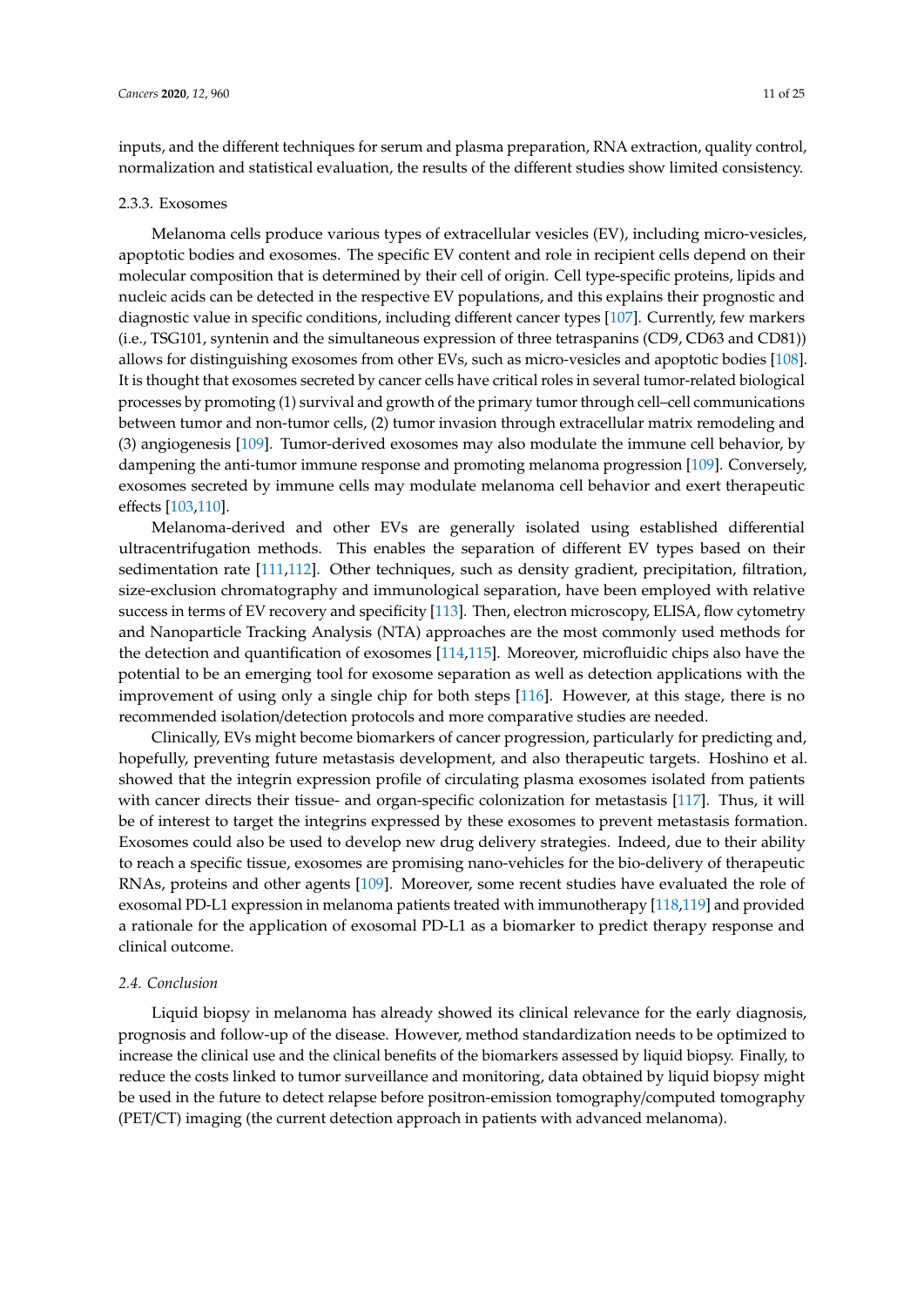inputs, and the different techniques for serum and plasma preparation, RNA extraction, quality control, normalization and statistical evaluation, the results of the different studies show limited consistency.

#### 2.3.3. Exosomes

Melanoma cells produce various types of extracellular vesicles (EV), including micro-vesicles, apoptotic bodies and exosomes. The specific EV content and role in recipient cells depend on their molecular composition that is determined by their cell of origin. Cell type-specific proteins, lipids and nucleic acids can be detected in the respective EV populations, and this explains their prognostic and diagnostic value in specific conditions, including different cancer types [107]. Currently, few markers (i.e., TSG101, syntenin and the simultaneous expression of three tetraspanins (CD9, CD63 and CD81)) allows for distinguishing exosomes from other EVs, such as micro-vesicles and apoptotic bodies [108]. It is thought that exosomes secreted by cancer cells have critical roles in several tumor-related biological processes by promoting (1) survival and growth of the primary tumor through cell–cell communications between tumor and non-tumor cells, (2) tumor invasion through extracellular matrix remodeling and (3) angiogenesis [109]. Tumor-derived exosomes may also modulate the immune cell behavior, by dampening the anti-tumor immune response and promoting melanoma progression [109]. Conversely, exosomes secreted by immune cells may modulate melanoma cell behavior and exert therapeutic effects [103,110].

Melanoma-derived and other EVs are generally isolated using established differential ultracentrifugation methods. This enables the separation of different EV types based on their sedimentation rate [111,112]. Other techniques, such as density gradient, precipitation, filtration, size-exclusion chromatography and immunological separation, have been employed with relative success in terms of EV recovery and specificity [113]. Then, electron microscopy, ELISA, flow cytometry and Nanoparticle Tracking Analysis (NTA) approaches are the most commonly used methods for the detection and quantification of exosomes [114,115]. Moreover, microfluidic chips also have the potential to be an emerging tool for exosome separation as well as detection applications with the improvement of using only a single chip for both steps [116]. However, at this stage, there is no recommended isolation/detection protocols and more comparative studies are needed.

Clinically, EVs might become biomarkers of cancer progression, particularly for predicting and, hopefully, preventing future metastasis development, and also therapeutic targets. Hoshino et al. showed that the integrin expression profile of circulating plasma exosomes isolated from patients with cancer directs their tissue- and organ-specific colonization for metastasis [117]. Thus, it will be of interest to target the integrins expressed by these exosomes to prevent metastasis formation. Exosomes could also be used to develop new drug delivery strategies. Indeed, due to their ability to reach a specific tissue, exosomes are promising nano-vehicles for the bio-delivery of therapeutic RNAs, proteins and other agents [109]. Moreover, some recent studies have evaluated the role of exosomal PD-L1 expression in melanoma patients treated with immunotherapy [118,119] and provided a rationale for the application of exosomal PD-L1 as a biomarker to predict therapy response and clinical outcome.

### 2.4. Conclusion

Liquid biopsy in melanoma has already showed its clinical relevance for the early diagnosis, prognosis and follow-up of the disease. However, method standardization needs to be optimized to increase the clinical use and the clinical benefits of the biomarkers assessed by liquid biopsy. Finally, to reduce the costs linked to tumor surveillance and monitoring, data obtained by liquid biopsy might be used in the future to detect relapse before positron-emission tomography/computed tomography (PET/CT) imaging (the current detection approach in patients with advanced melanoma).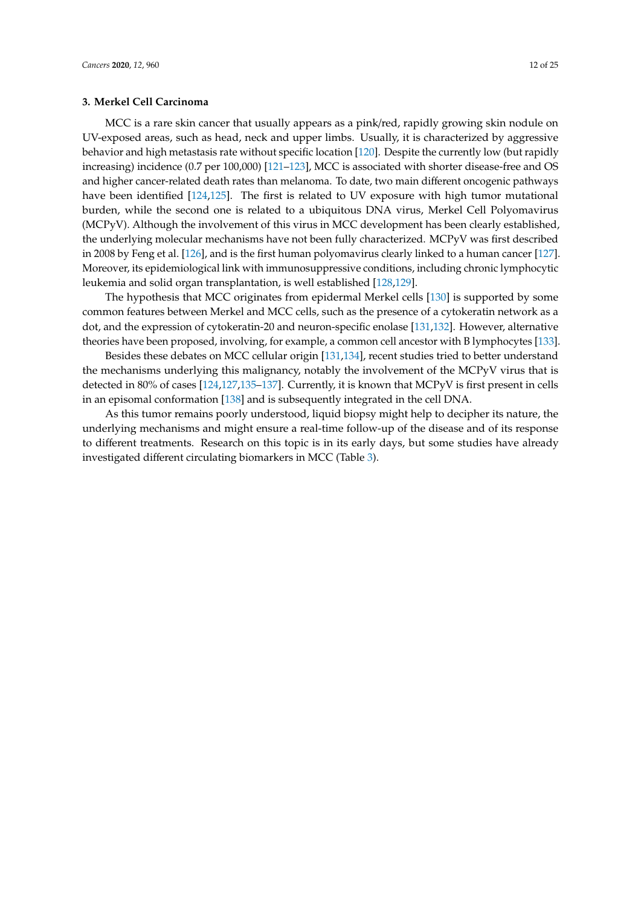## 3. Merkel Cell Carcinoma

MCC is a rare skin cancer that usually appears as a pink/red, rapidly growing skin nodule on UV-exposed areas, such as head, neck and upper limbs. Usually, it is characterized by aggressive behavior and high metastasis rate without specific location [120]. Despite the currently low (but rapidly increasing) incidence (0.7 per 100,000) [121–123], MCC is associated with shorter disease-free and OS and higher cancer-related death rates than melanoma. To date, two main different oncogenic pathways have been identified [124,125]. The first is related to UV exposure with high tumor mutational burden, while the second one is related to a ubiquitous DNA virus, Merkel Cell Polyomavirus (MCPyV). Although the involvement of this virus in MCC development has been clearly established, the underlying molecular mechanisms have not been fully characterized. MCPyV was first described in 2008 by Feng et al. [126], and is the first human polyomavirus clearly linked to a human cancer [127]. Moreover, its epidemiological link with immunosuppressive conditions, including chronic lymphocytic leukemia and solid organ transplantation, is well established [128,129].

The hypothesis that MCC originates from epidermal Merkel cells [130] is supported by some common features between Merkel and MCC cells, such as the presence of a cytokeratin network as a dot, and the expression of cytokeratin-20 and neuron-specific enolase [131,132]. However, alternative theories have been proposed, involving, for example, a common cell ancestor with B lymphocytes [133].

Besides these debates on MCC cellular origin [131,134], recent studies tried to better understand the mechanisms underlying this malignancy, notably the involvement of the MCPyV virus that is detected in 80% of cases [124,127,135–137]. Currently, it is known that MCPyV is first present in cells in an episomal conformation [138] and is subsequently integrated in the cell DNA.

As this tumor remains poorly understood, liquid biopsy might help to decipher its nature, the underlying mechanisms and might ensure a real-time follow-up of the disease and of its response to different treatments. Research on this topic is in its early days, but some studies have already investigated different circulating biomarkers in MCC (Table 3).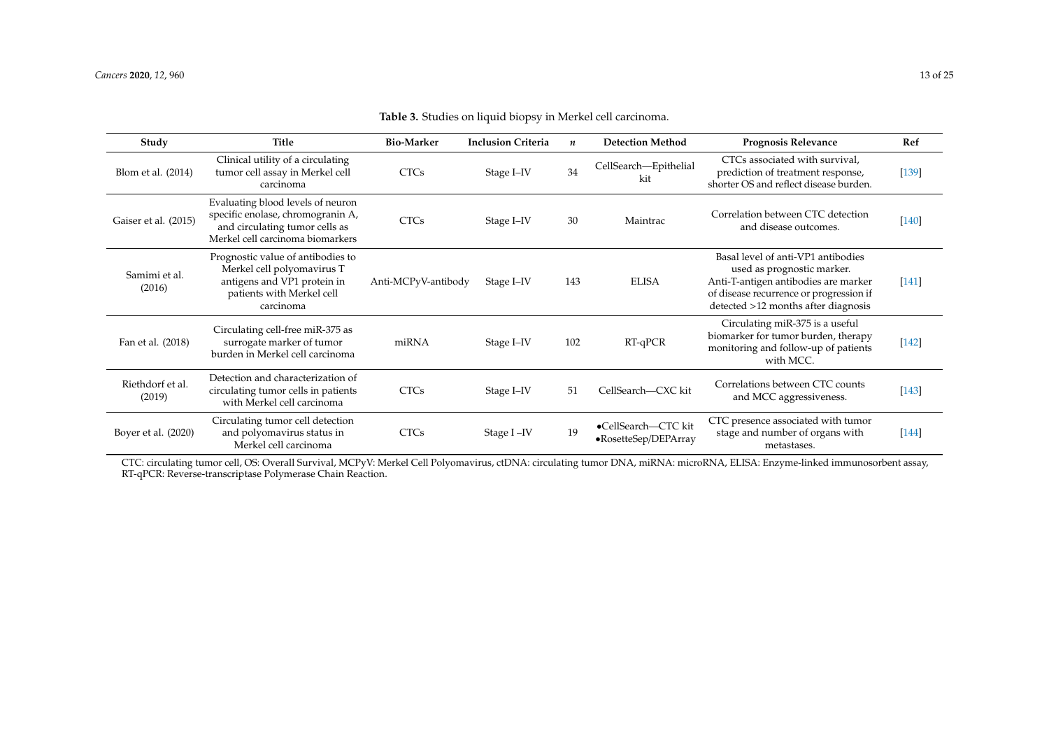**Table 3.** Studies on liquid biopsy in Merkel cell carcinoma.

| Study | Title | Bio-Marker | Inclusion Criteria | *n* | Detection Method | Prognosis Relevance | Ref |
|---|---|---|---|---|---|---|---|
| Blom et al. (2014) | Clinical utility of a circulating tumor cell assay in Merkel cell carcinoma | CTCs | Stage I–IV | 34 | CellSearch—Epithelial kit | CTCs associated with survival, prediction of treatment response, shorter OS and reflect disease burden. | [139] |
| Gaiser et al. (2015) | Evaluating blood levels of neuron specific enolase, chromogranin A, and circulating tumor cells as Merkel cell carcinoma biomarkers | CTCs | Stage I–IV | 30 | Maintrac | Correlation between CTC detection and disease outcomes. | [140] |
| Samimi et al. (2016) | Prognostic value of antibodies to Merkel cell polyomavirus T antigens and VP1 protein in patients with Merkel cell carcinoma | Anti-MCPyV-antibody | Stage I–IV | 143 | ELISA | Basal level of anti-VP1 antibodies used as prognostic marker. Anti-T-antigen antibodies are marker of disease recurrence or progression if detected >12 months after diagnosis | [141] |
| Fan et al. (2018) | Circulating cell-free miR-375 as surrogate marker of tumor burden in Merkel cell carcinoma | miRNA | Stage I–IV | 102 | RT-qPCR | Circulating miR-375 is a useful biomarker for tumor burden, therapy monitoring and follow-up of patients with MCC. | [142] |
| Riethdorf et al. (2019) | Detection and characterization of circulating tumor cells in patients with Merkel cell carcinoma | CTCs | Stage I–IV | 51 | CellSearch—CXC kit | Correlations between CTC counts and MCC aggressiveness. | [143] |
| Boyer et al. (2020) | Circulating tumor cell detection and polyomavirus status in Merkel cell carcinoma | CTCs | Stage I –IV | 19 | •CellSearch—CTC kit •RosetteSep/DEPArray | CTC presence associated with tumor stage and number of organs with metastases. | [144] |

CTC: circulating tumor cell, OS: Overall Survival, MCPyV: Merkel Cell Polyomavirus, ctDNA: circulating tumor DNA, miRNA: microRNA, ELISA: Enzyme-linked immunosorbent assay, RT-qPCR: Reverse-transcriptase Polymerase Chain Reaction.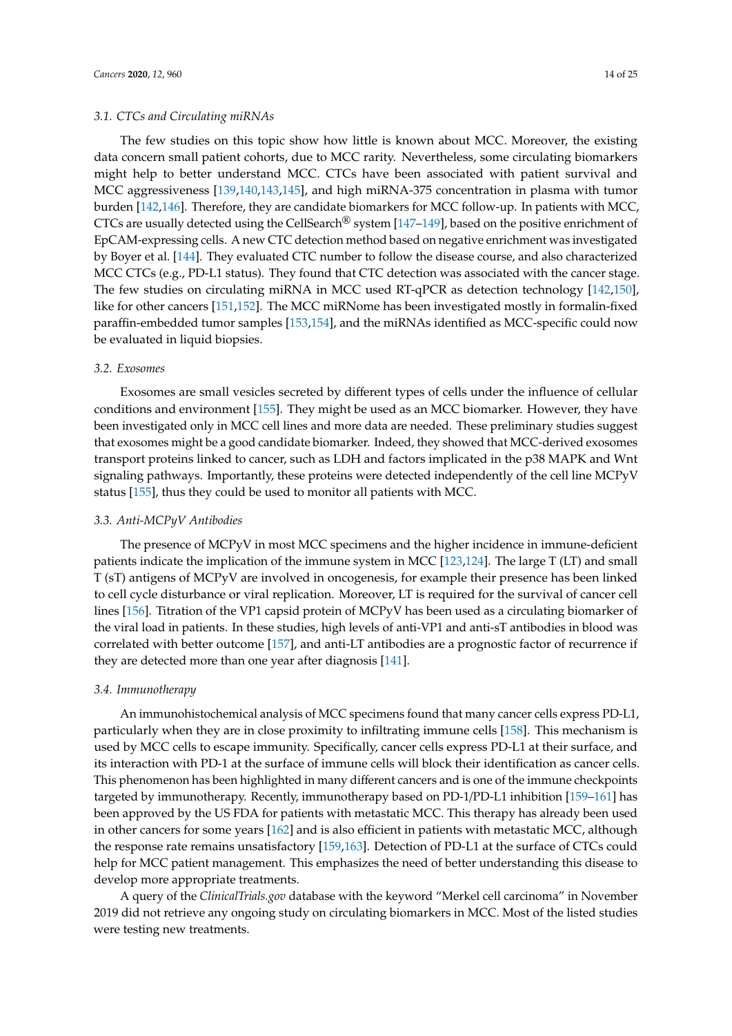### 3.1. CTCs and Circulating miRNAs

The few studies on this topic show how little is known about MCC. Moreover, the existing data concern small patient cohorts, due to MCC rarity. Nevertheless, some circulating biomarkers might help to better understand MCC. CTCs have been associated with patient survival and MCC aggressiveness [139,140,143,145], and high miRNA-375 concentration in plasma with tumor burden [142,146]. Therefore, they are candidate biomarkers for MCC follow-up. In patients with MCC, CTCs are usually detected using the CellSearch® system [147–149], based on the positive enrichment of EpCAM-expressing cells. A new CTC detection method based on negative enrichment was investigated by Boyer et al. [144]. They evaluated CTC number to follow the disease course, and also characterized MCC CTCs (e.g., PD-L1 status). They found that CTC detection was associated with the cancer stage. The few studies on circulating miRNA in MCC used RT-qPCR as detection technology [142,150], like for other cancers [151,152]. The MCC miRNome has been investigated mostly in formalin-fixed paraffin-embedded tumor samples [153,154], and the miRNAs identified as MCC-specific could now be evaluated in liquid biopsies.

### 3.2. Exosomes

Exosomes are small vesicles secreted by different types of cells under the influence of cellular conditions and environment [155]. They might be used as an MCC biomarker. However, they have been investigated only in MCC cell lines and more data are needed. These preliminary studies suggest that exosomes might be a good candidate biomarker. Indeed, they showed that MCC-derived exosomes transport proteins linked to cancer, such as LDH and factors implicated in the p38 MAPK and Wnt signaling pathways. Importantly, these proteins were detected independently of the cell line MCPyV status [155], thus they could be used to monitor all patients with MCC.

### 3.3. Anti-MCPyV Antibodies

The presence of MCPyV in most MCC specimens and the higher incidence in immune-deficient patients indicate the implication of the immune system in MCC [123,124]. The large T (LT) and small T (sT) antigens of MCPyV are involved in oncogenesis, for example their presence has been linked to cell cycle disturbance or viral replication. Moreover, LT is required for the survival of cancer cell lines [156]. Titration of the VP1 capsid protein of MCPyV has been used as a circulating biomarker of the viral load in patients. In these studies, high levels of anti-VP1 and anti-sT antibodies in blood was correlated with better outcome [157], and anti-LT antibodies are a prognostic factor of recurrence if they are detected more than one year after diagnosis [141].

### 3.4. Immunotherapy

An immunohistochemical analysis of MCC specimens found that many cancer cells express PD-L1, particularly when they are in close proximity to infiltrating immune cells [158]. This mechanism is used by MCC cells to escape immunity. Specifically, cancer cells express PD-L1 at their surface, and its interaction with PD-1 at the surface of immune cells will block their identification as cancer cells. This phenomenon has been highlighted in many different cancers and is one of the immune checkpoints targeted by immunotherapy. Recently, immunotherapy based on PD-1/PD-L1 inhibition [159–161] has been approved by the US FDA for patients with metastatic MCC. This therapy has already been used in other cancers for some years [162] and is also efficient in patients with metastatic MCC, although the response rate remains unsatisfactory [159,163]. Detection of PD-L1 at the surface of CTCs could help for MCC patient management. This emphasizes the need of better understanding this disease to develop more appropriate treatments.

A query of the *ClinicalTrials.gov* database with the keyword "Merkel cell carcinoma" in November 2019 did not retrieve any ongoing study on circulating biomarkers in MCC. Most of the listed studies were testing new treatments.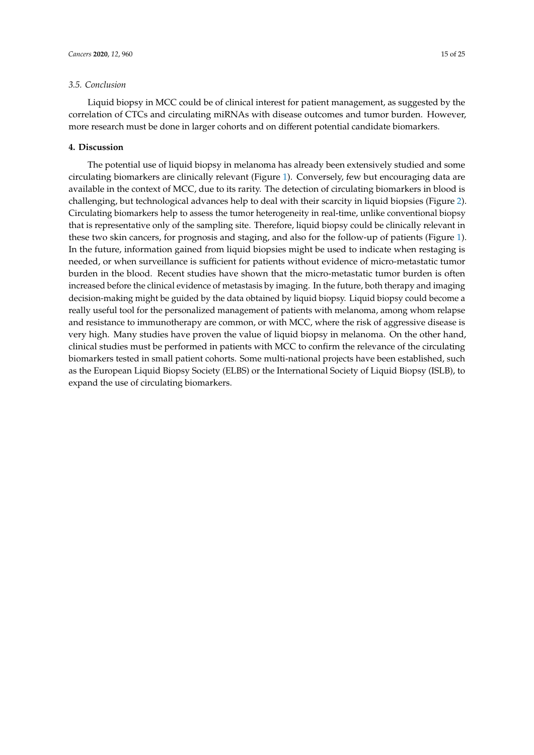### 3.5. Conclusion

Liquid biopsy in MCC could be of clinical interest for patient management, as suggested by the correlation of CTCs and circulating miRNAs with disease outcomes and tumor burden. However, more research must be done in larger cohorts and on different potential candidate biomarkers.

## 4. Discussion

The potential use of liquid biopsy in melanoma has already been extensively studied and some circulating biomarkers are clinically relevant (Figure 1). Conversely, few but encouraging data are available in the context of MCC, due to its rarity. The detection of circulating biomarkers in blood is challenging, but technological advances help to deal with their scarcity in liquid biopsies (Figure 2). Circulating biomarkers help to assess the tumor heterogeneity in real-time, unlike conventional biopsy that is representative only of the sampling site. Therefore, liquid biopsy could be clinically relevant in these two skin cancers, for prognosis and staging, and also for the follow-up of patients (Figure 1). In the future, information gained from liquid biopsies might be used to indicate when restaging is needed, or when surveillance is sufficient for patients without evidence of micro-metastatic tumor burden in the blood. Recent studies have shown that the micro-metastatic tumor burden is often increased before the clinical evidence of metastasis by imaging. In the future, both therapy and imaging decision-making might be guided by the data obtained by liquid biopsy. Liquid biopsy could become a really useful tool for the personalized management of patients with melanoma, among whom relapse and resistance to immunotherapy are common, or with MCC, where the risk of aggressive disease is very high. Many studies have proven the value of liquid biopsy in melanoma. On the other hand, clinical studies must be performed in patients with MCC to confirm the relevance of the circulating biomarkers tested in small patient cohorts. Some multi-national projects have been established, such as the European Liquid Biopsy Society (ELBS) or the International Society of Liquid Biopsy (ISLB), to expand the use of circulating biomarkers.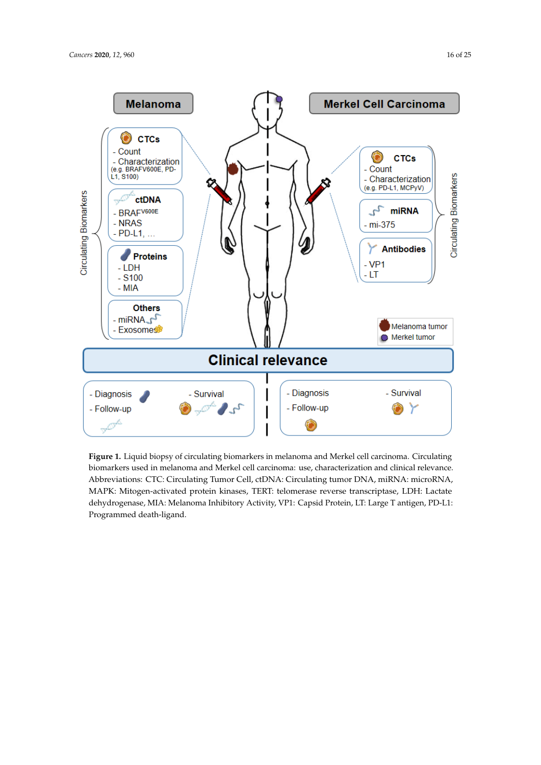Melanoma

Circulating Biomarkers

CTCs
- Count
- Characterization
(e.g. BRAFV600E, PD-L1, S100)

ctDNA
- $BRAF^{V600E}$
- NRAS
- PD-L1, …

Proteins
- LDH
- S100
- MIA

Others
- miRNA
- Exosomes

Merkel Cell Carcinoma

Circulating Biomarkers

CTCs
- Count
- Characterization
(e.g. PD-L1, MCPyV)

miRNA
- mi-375

Antibodies
- VP1
- LT

Melanoma tumor
Merkel tumor

Clinical relevance

- Diagnosis
- Follow-up
- Survival

- Diagnosis
- Follow-up
- Survival

**Figure 1.** Liquid biopsy of circulating biomarkers in melanoma and Merkel cell carcinoma. Circulating biomarkers used in melanoma and Merkel cell carcinoma: use, characterization and clinical relevance. Abbreviations: CTC: Circulating Tumor Cell, ctDNA: Circulating tumor DNA, miRNA: microRNA, MAPK: Mitogen-activated protein kinases, TERT: telomerase reverse transcriptase, LDH: Lactate dehydrogenase, MIA: Melanoma Inhibitory Activity, VP1: Capsid Protein, LT: Large T antigen, PD-L1: Programmed death-ligand.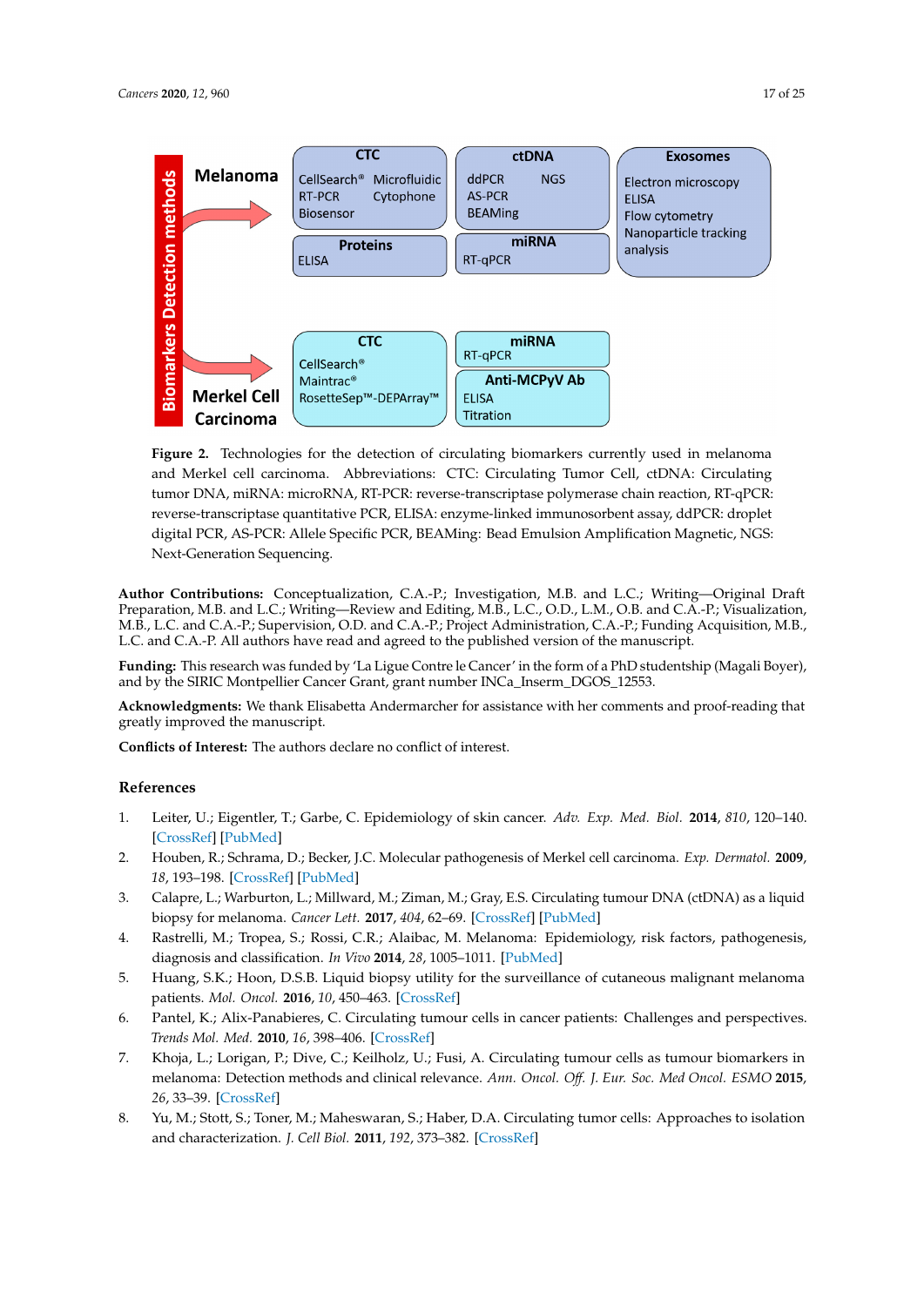Melanoma

CTC
CellSearch® Microfluidic
RT-PCR Cytophone
Biosensor

ctDNA
ddPCR NGS
AS-PCR
BEAMing

Exosomes
Electron microscopy
ELISA
Flow cytometry
Nanoparticle tracking analysis

Proteins
ELISA

miRNA
RT-qPCR

Biomarkers Detection methods

Merkel Cell Carcinoma

CTC
CellSearch®
Maintrac®
RosetteSep™-DEPArray™

miRNA
RT-qPCR

Anti-MCPyV Ab
ELISA
Titration

**Figure 2.** Technologies for the detection of circulating biomarkers currently used in melanoma and Merkel cell carcinoma. Abbreviations: CTC: Circulating Tumor Cell, ctDNA: Circulating tumor DNA, miRNA: microRNA, RT-PCR: reverse-transcriptase polymerase chain reaction, RT-qPCR: reverse-transcriptase quantitative PCR, ELISA: enzyme-linked immunosorbent assay, ddPCR: droplet digital PCR, AS-PCR: Allele Specific PCR, BEAMing: Bead Emulsion Amplification Magnetic, NGS: Next-Generation Sequencing.

**Author Contributions:** Conceptualization, C.A.-P.; Investigation, M.B. and L.C.; Writing—Original Draft Preparation, M.B. and L.C.; Writing—Review and Editing, M.B., L.C., O.D., L.M., O.B. and C.A.-P.; Visualization, M.B., L.C. and C.A.-P.; Supervision, O.D. and C.A.-P.; Project Administration, C.A.-P.; Funding Acquisition, M.B., L.C. and C.A.-P. All authors have read and agreed to the published version of the manuscript.

**Funding:** This research was funded by 'La Ligue Contre le Cancer' in the form of a PhD studentship (Magali Boyer), and by the SIRIC Montpellier Cancer Grant, grant number INCa_Inserm_DGOS_12553.

**Acknowledgments:** We thank Elisabetta Andermarcher for assistance with her comments and proof-reading that greatly improved the manuscript.

**Conflicts of Interest:** The authors declare no conflict of interest.

## References

1. Leiter, U.; Eigentler, T.; Garbe, C. Epidemiology of skin cancer. *Adv. Exp. Med. Biol.* **2014**, *810*, 120–140. [CrossRef] [PubMed]
2. Houben, R.; Schrama, D.; Becker, J.C. Molecular pathogenesis of Merkel cell carcinoma. *Exp. Dermatol.* **2009**, *18*, 193–198. [CrossRef] [PubMed]
3. Calapre, L.; Warburton, L.; Millward, M.; Ziman, M.; Gray, E.S. Circulating tumour DNA (ctDNA) as a liquid biopsy for melanoma. *Cancer Lett.* **2017**, *404*, 62–69. [CrossRef] [PubMed]
4. Rastrelli, M.; Tropea, S.; Rossi, C.R.; Alaibac, M. Melanoma: Epidemiology, risk factors, pathogenesis, diagnosis and classification. *In Vivo* **2014**, *28*, 1005–1011. [PubMed]
5. Huang, S.K.; Hoon, D.S.B. Liquid biopsy utility for the surveillance of cutaneous malignant melanoma patients. *Mol. Oncol.* **2016**, *10*, 450–463. [CrossRef]
6. Pantel, K.; Alix-Panabieres, C. Circulating tumour cells in cancer patients: Challenges and perspectives. *Trends Mol. Med.* **2010**, *16*, 398–406. [CrossRef]
7. Khoja, L.; Lorigan, P.; Dive, C.; Keilholz, U.; Fusi, A. Circulating tumour cells as tumour biomarkers in melanoma: Detection methods and clinical relevance. *Ann. Oncol. Off. J. Eur. Soc. Med Oncol. ESMO* **2015**, *26*, 33–39. [CrossRef]
8. Yu, M.; Stott, S.; Toner, M.; Maheswaran, S.; Haber, D.A. Circulating tumor cells: Approaches to isolation and characterization. *J. Cell Biol.* **2011**, *192*, 373–382. [CrossRef]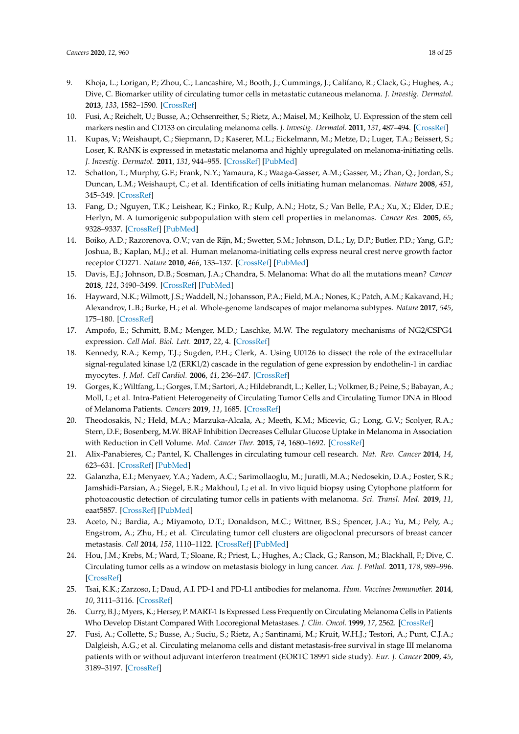9. Khoja, L.; Lorigan, P.; Zhou, C.; Lancashire, M.; Booth, J.; Cummings, J.; Califano, R.; Clack, G.; Hughes, A.; Dive, C. Biomarker utility of circulating tumor cells in metastatic cutaneous melanoma. *J. Investig. Dermatol.* **2013**, *133*, 1582–1590. [CrossRef]
10. Fusi, A.; Reichelt, U.; Busse, A.; Ochsenreither, S.; Rietz, A.; Maisel, M.; Keilholz, U. Expression of the stem cell markers nestin and CD133 on circulating melanoma cells. *J. Investig. Dermatol.* **2011**, *131*, 487–494. [CrossRef]
11. Kupas, V.; Weishaupt, C.; Siepmann, D.; Kaserer, M.L.; Eickelmann, M.; Metze, D.; Luger, T.A.; Beissert, S.; Loser, K. RANK is expressed in metastatic melanoma and highly upregulated on melanoma-initiating cells. *J. Investig. Dermatol.* **2011**, *131*, 944–955. [CrossRef] [PubMed]
12. Schatton, T.; Murphy, G.F.; Frank, N.Y.; Yamaura, K.; Waaga-Gasser, A.M.; Gasser, M.; Zhan, Q.; Jordan, S.; Duncan, L.M.; Weishaupt, C.; et al. Identification of cells initiating human melanomas. *Nature* **2008**, *451*, 345–349. [CrossRef]
13. Fang, D.; Nguyen, T.K.; Leishear, K.; Finko, R.; Kulp, A.N.; Hotz, S.; Van Belle, P.A.; Xu, X.; Elder, D.E.; Herlyn, M. A tumorigenic subpopulation with stem cell properties in melanomas. *Cancer Res.* **2005**, *65*, 9328–9337. [CrossRef] [PubMed]
14. Boiko, A.D.; Razorenova, O.V.; van de Rijn, M.; Swetter, S.M.; Johnson, D.L.; Ly, D.P.; Butler, P.D.; Yang, G.P.; Joshua, B.; Kaplan, M.J.; et al. Human melanoma-initiating cells express neural crest nerve growth factor receptor CD271. *Nature* **2010**, *466*, 133–137. [CrossRef] [PubMed]
15. Davis, E.J.; Johnson, D.B.; Sosman, J.A.; Chandra, S. Melanoma: What do all the mutations mean? *Cancer* **2018**, *124*, 3490–3499. [CrossRef] [PubMed]
16. Hayward, N.K.; Wilmott, J.S.; Waddell, N.; Johansson, P.A.; Field, M.A.; Nones, K.; Patch, A.M.; Kakavand, H.; Alexandrov, L.B.; Burke, H.; et al. Whole-genome landscapes of major melanoma subtypes. *Nature* **2017**, *545*, 175–180. [CrossRef]
17. Ampofo, E.; Schmitt, B.M.; Menger, M.D.; Laschke, M.W. The regulatory mechanisms of NG2/CSPG4 expression. *Cell Mol. Biol. Lett.* **2017**, *22*, 4. [CrossRef]
18. Kennedy, R.A.; Kemp, T.J.; Sugden, P.H.; Clerk, A. Using U0126 to dissect the role of the extracellular signal-regulated kinase 1/2 (ERK1/2) cascade in the regulation of gene expression by endothelin-1 in cardiac myocytes. *J. Mol. Cell Cardiol.* **2006**, *41*, 236–247. [CrossRef]
19. Gorges, K.; Wiltfang, L.; Gorges, T.M.; Sartori, A.; Hildebrandt, L.; Keller, L.; Volkmer, B.; Peine, S.; Babayan, A.; Moll, I.; et al. Intra-Patient Heterogeneity of Circulating Tumor Cells and Circulating Tumor DNA in Blood of Melanoma Patients. *Cancers* **2019**, *11*, 1685. [CrossRef]
20. Theodosakis, N.; Held, M.A.; Marzuka-Alcala, A.; Meeth, K.M.; Micevic, G.; Long, G.V.; Scolyer, R.A.; Stern, D.F.; Bosenberg, M.W. BRAF Inhibition Decreases Cellular Glucose Uptake in Melanoma in Association with Reduction in Cell Volume. *Mol. Cancer Ther.* **2015**, *14*, 1680–1692. [CrossRef]
21. Alix-Panabieres, C.; Pantel, K. Challenges in circulating tumour cell research. *Nat. Rev. Cancer* **2014**, *14*, 623–631. [CrossRef] [PubMed]
22. Galanzha, E.I.; Menyaev, Y.A.; Yadem, A.C.; Sarimollaoglu, M.; Juratli, M.A.; Nedosekin, D.A.; Foster, S.R.; Jamshidi-Parsian, A.; Siegel, E.R.; Makhoul, I.; et al. In vivo liquid biopsy using Cytophone platform for photoacoustic detection of circulating tumor cells in patients with melanoma. *Sci. Transl. Med.* **2019**, *11*, eaat5857. [CrossRef] [PubMed]
23. Aceto, N.; Bardia, A.; Miyamoto, D.T.; Donaldson, M.C.; Wittner, B.S.; Spencer, J.A.; Yu, M.; Pely, A.; Engstrom, A.; Zhu, H.; et al. Circulating tumor cell clusters are oligoclonal precursors of breast cancer metastasis. *Cell* **2014**, *158*, 1110–1122. [CrossRef] [PubMed]
24. Hou, J.M.; Krebs, M.; Ward, T.; Sloane, R.; Priest, L.; Hughes, A.; Clack, G.; Ranson, M.; Blackhall, F.; Dive, C. Circulating tumor cells as a window on metastasis biology in lung cancer. *Am. J. Pathol.* **2011**, *178*, 989–996. [CrossRef]
25. Tsai, K.K.; Zarzoso, I.; Daud, A.I. PD-1 and PD-L1 antibodies for melanoma. *Hum. Vaccines Immunother.* **2014**, *10*, 3111–3116. [CrossRef]
26. Curry, B.J.; Myers, K.; Hersey, P. MART-1 Is Expressed Less Frequently on Circulating Melanoma Cells in Patients Who Develop Distant Compared With Locoregional Metastases. *J. Clin. Oncol.* **1999**, *17*, 2562. [CrossRef]
27. Fusi, A.; Collette, S.; Busse, A.; Suciu, S.; Rietz, A.; Santinami, M.; Kruit, W.H.J.; Testori, A.; Punt, C.J.A.; Dalgleish, A.G.; et al. Circulating melanoma cells and distant metastasis-free survival in stage III melanoma patients with or without adjuvant interferon treatment (EORTC 18991 side study). *Eur. J. Cancer* **2009**, *45*, 3189–3197. [CrossRef]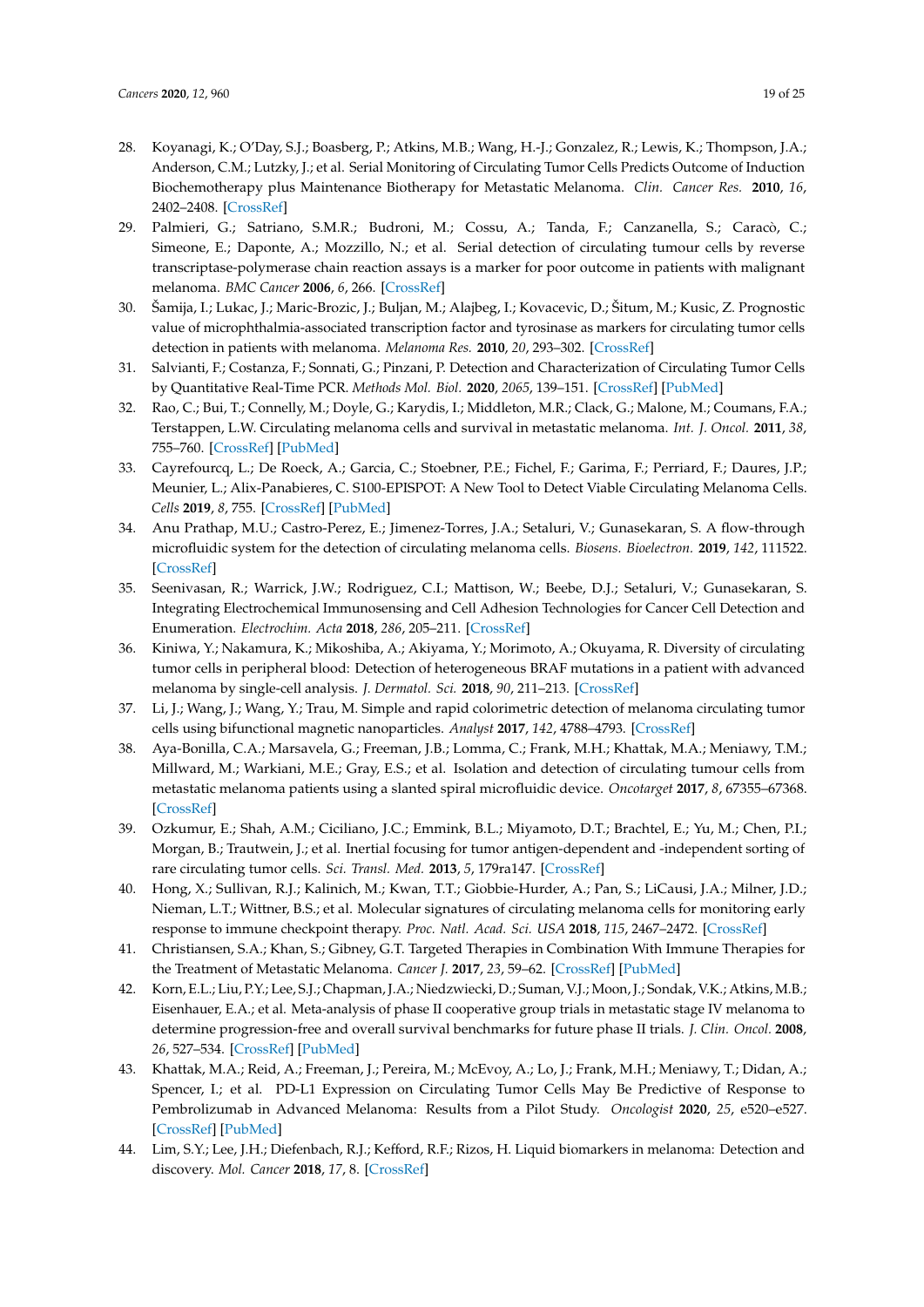28. Koyanagi, K.; O'Day, S.J.; Boasberg, P.; Atkins, M.B.; Wang, H.-J.; Gonzalez, R.; Lewis, K.; Thompson, J.A.; Anderson, C.M.; Lutzky, J.; et al. Serial Monitoring of Circulating Tumor Cells Predicts Outcome of Induction Biochemotherapy plus Maintenance Biotherapy for Metastatic Melanoma. *Clin. Cancer Res.* **2010**, *16*, 2402–2408. [CrossRef]
29. Palmieri, G.; Satriano, S.M.R.; Budroni, M.; Cossu, A.; Tanda, F.; Canzanella, S.; Caracò, C.; Simeone, E.; Daponte, A.; Mozzillo, N.; et al. Serial detection of circulating tumour cells by reverse transcriptase-polymerase chain reaction assays is a marker for poor outcome in patients with malignant melanoma. *BMC Cancer* **2006**, *6*, 266. [CrossRef]
30. Šamija, I.; Lukac, J.; Maric-Brozic, J.; Buljan, M.; Alajbeg, I.; Kovacevic, D.; Šitum, M.; Kusic, Z. Prognostic value of microphthalmia-associated transcription factor and tyrosinase as markers for circulating tumor cells detection in patients with melanoma. *Melanoma Res.* **2010**, *20*, 293–302. [CrossRef]
31. Salvianti, F.; Costanza, F.; Sonnati, G.; Pinzani, P. Detection and Characterization of Circulating Tumor Cells by Quantitative Real-Time PCR. *Methods Mol. Biol.* **2020**, *2065*, 139–151. [CrossRef] [PubMed]
32. Rao, C.; Bui, T.; Connelly, M.; Doyle, G.; Karydis, I.; Middleton, M.R.; Clack, G.; Malone, M.; Coumans, F.A.; Terstappen, L.W. Circulating melanoma cells and survival in metastatic melanoma. *Int. J. Oncol.* **2011**, *38*, 755–760. [CrossRef] [PubMed]
33. Cayrefourcq, L.; De Roeck, A.; Garcia, C.; Stoebner, P.E.; Fichel, F.; Garima, F.; Perriard, F.; Daures, J.P.; Meunier, L.; Alix-Panabieres, C. S100-EPISPOT: A New Tool to Detect Viable Circulating Melanoma Cells. *Cells* **2019**, *8*, 755. [CrossRef] [PubMed]
34. Anu Prathap, M.U.; Castro-Perez, E.; Jimenez-Torres, J.A.; Setaluri, V.; Gunasekaran, S. A flow-through microfluidic system for the detection of circulating melanoma cells. *Biosens. Bioelectron.* **2019**, *142*, 111522. [CrossRef]
35. Seenivasan, R.; Warrick, J.W.; Rodriguez, C.I.; Mattison, W.; Beebe, D.J.; Setaluri, V.; Gunasekaran, S. Integrating Electrochemical Immunosensing and Cell Adhesion Technologies for Cancer Cell Detection and Enumeration. *Electrochim. Acta* **2018**, *286*, 205–211. [CrossRef]
36. Kiniwa, Y.; Nakamura, K.; Mikoshiba, A.; Akiyama, Y.; Morimoto, A.; Okuyama, R. Diversity of circulating tumor cells in peripheral blood: Detection of heterogeneous BRAF mutations in a patient with advanced melanoma by single-cell analysis. *J. Dermatol. Sci.* **2018**, *90*, 211–213. [CrossRef]
37. Li, J.; Wang, J.; Wang, Y.; Trau, M. Simple and rapid colorimetric detection of melanoma circulating tumor cells using bifunctional magnetic nanoparticles. *Analyst* **2017**, *142*, 4788–4793. [CrossRef]
38. Aya-Bonilla, C.A.; Marsavela, G.; Freeman, J.B.; Lomma, C.; Frank, M.H.; Khattak, M.A.; Meniawy, T.M.; Millward, M.; Warkiani, M.E.; Gray, E.S.; et al. Isolation and detection of circulating tumour cells from metastatic melanoma patients using a slanted spiral microfluidic device. *Oncotarget* **2017**, *8*, 67355–67368. [CrossRef]
39. Ozkumur, E.; Shah, A.M.; Ciciliano, J.C.; Emmink, B.L.; Miyamoto, D.T.; Brachtel, E.; Yu, M.; Chen, P.I.; Morgan, B.; Trautwein, J.; et al. Inertial focusing for tumor antigen-dependent and -independent sorting of rare circulating tumor cells. *Sci. Transl. Med.* **2013**, *5*, 179ra147. [CrossRef]
40. Hong, X.; Sullivan, R.J.; Kalinich, M.; Kwan, T.T.; Giobbie-Hurder, A.; Pan, S.; LiCausi, J.A.; Milner, J.D.; Nieman, L.T.; Wittner, B.S.; et al. Molecular signatures of circulating melanoma cells for monitoring early response to immune checkpoint therapy. *Proc. Natl. Acad. Sci. USA* **2018**, *115*, 2467–2472. [CrossRef]
41. Christiansen, S.A.; Khan, S.; Gibney, G.T. Targeted Therapies in Combination With Immune Therapies for the Treatment of Metastatic Melanoma. *Cancer J.* **2017**, *23*, 59–62. [CrossRef] [PubMed]
42. Korn, E.L.; Liu, P.Y.; Lee, S.J.; Chapman, J.A.; Niedzwiecki, D.; Suman, V.J.; Moon, J.; Sondak, V.K.; Atkins, M.B.; Eisenhauer, E.A.; et al. Meta-analysis of phase II cooperative group trials in metastatic stage IV melanoma to determine progression-free and overall survival benchmarks for future phase II trials. *J. Clin. Oncol.* **2008**, *26*, 527–534. [CrossRef] [PubMed]
43. Khattak, M.A.; Reid, A.; Freeman, J.; Pereira, M.; McEvoy, A.; Lo, J.; Frank, M.H.; Meniawy, T.; Didan, A.; Spencer, I.; et al. PD-L1 Expression on Circulating Tumor Cells May Be Predictive of Response to Pembrolizumab in Advanced Melanoma: Results from a Pilot Study. *Oncologist* **2020**, *25*, e520–e527. [CrossRef] [PubMed]
44. Lim, S.Y.; Lee, J.H.; Diefenbach, R.J.; Kefford, R.F.; Rizos, H. Liquid biomarkers in melanoma: Detection and discovery. *Mol. Cancer* **2018**, *17*, 8. [CrossRef]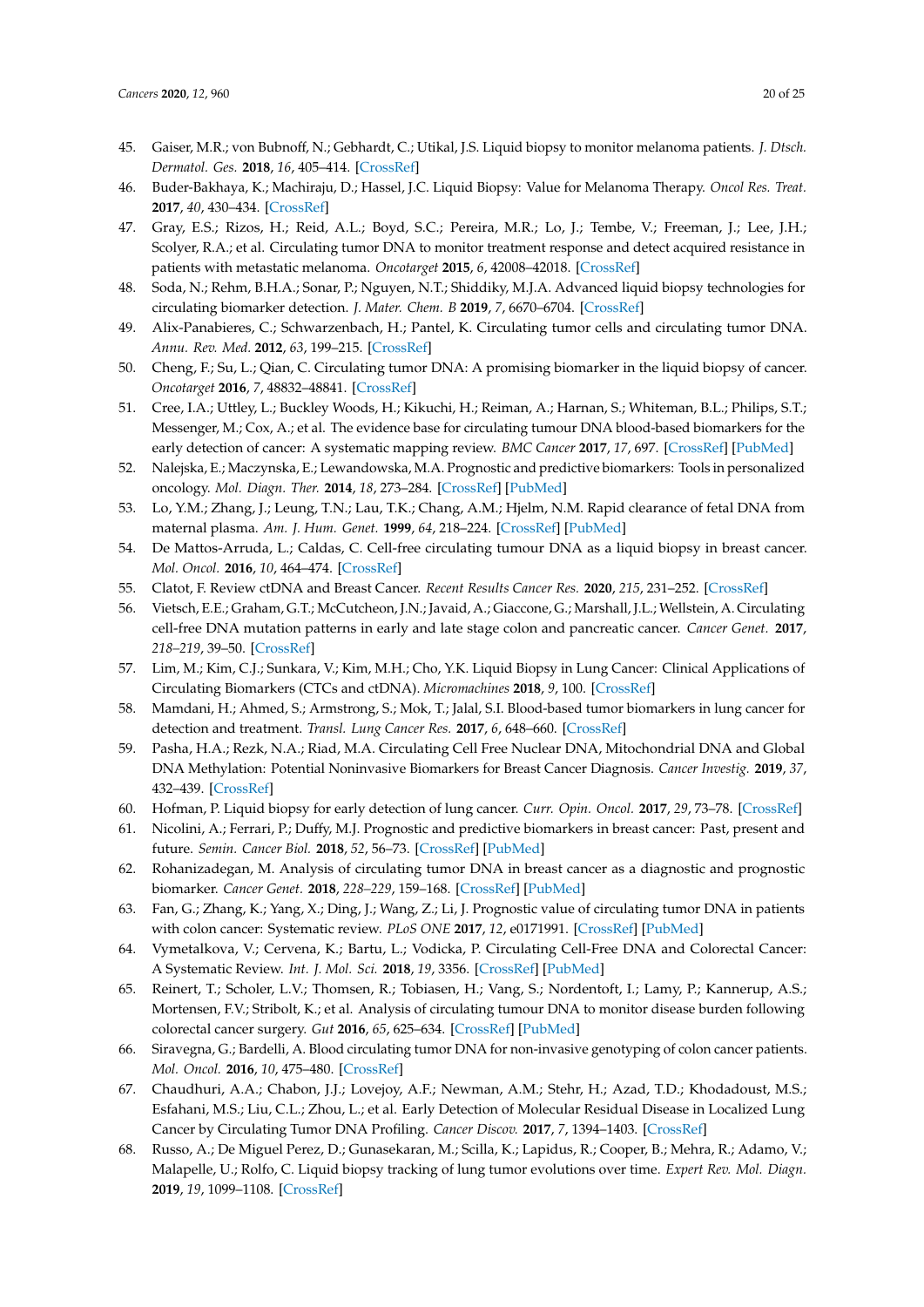45. Gaiser, M.R.; von Bubnoff, N.; Gebhardt, C.; Utikal, J.S. Liquid biopsy to monitor melanoma patients. *J. Dtsch. Dermatol. Ges.* **2018**, *16*, 405–414. [CrossRef]
46. Buder-Bakhaya, K.; Machiraju, D.; Hassel, J.C. Liquid Biopsy: Value for Melanoma Therapy. *Oncol Res. Treat.* **2017**, *40*, 430–434. [CrossRef]
47. Gray, E.S.; Rizos, H.; Reid, A.L.; Boyd, S.C.; Pereira, M.R.; Lo, J.; Tembe, V.; Freeman, J.; Lee, J.H.; Scolyer, R.A.; et al. Circulating tumor DNA to monitor treatment response and detect acquired resistance in patients with metastatic melanoma. *Oncotarget* **2015**, *6*, 42008–42018. [CrossRef]
48. Soda, N.; Rehm, B.H.A.; Sonar, P.; Nguyen, N.T.; Shiddiky, M.J.A. Advanced liquid biopsy technologies for circulating biomarker detection. *J. Mater. Chem. B* **2019**, *7*, 6670–6704. [CrossRef]
49. Alix-Panabieres, C.; Schwarzenbach, H.; Pantel, K. Circulating tumor cells and circulating tumor DNA. *Annu. Rev. Med.* **2012**, *63*, 199–215. [CrossRef]
50. Cheng, F.; Su, L.; Qian, C. Circulating tumor DNA: A promising biomarker in the liquid biopsy of cancer. *Oncotarget* **2016**, *7*, 48832–48841. [CrossRef]
51. Cree, I.A.; Uttley, L.; Buckley Woods, H.; Kikuchi, H.; Reiman, A.; Harnan, S.; Whiteman, B.L.; Philips, S.T.; Messenger, M.; Cox, A.; et al. The evidence base for circulating tumour DNA blood-based biomarkers for the early detection of cancer: A systematic mapping review. *BMC Cancer* **2017**, *17*, 697. [CrossRef] [PubMed]
52. Nalejska, E.; Maczynska, E.; Lewandowska, M.A. Prognostic and predictive biomarkers: Tools in personalized oncology. *Mol. Diagn. Ther.* **2014**, *18*, 273–284. [CrossRef] [PubMed]
53. Lo, Y.M.; Zhang, J.; Leung, T.N.; Lau, T.K.; Chang, A.M.; Hjelm, N.M. Rapid clearance of fetal DNA from maternal plasma. *Am. J. Hum. Genet.* **1999**, *64*, 218–224. [CrossRef] [PubMed]
54. De Mattos-Arruda, L.; Caldas, C. Cell-free circulating tumour DNA as a liquid biopsy in breast cancer. *Mol. Oncol.* **2016**, *10*, 464–474. [CrossRef]
55. Clatot, F. Review ctDNA and Breast Cancer. *Recent Results Cancer Res.* **2020**, *215*, 231–252. [CrossRef]
56. Vietsch, E.E.; Graham, G.T.; McCutcheon, J.N.; Javaid, A.; Giaccone, G.; Marshall, J.L.; Wellstein, A. Circulating cell-free DNA mutation patterns in early and late stage colon and pancreatic cancer. *Cancer Genet.* **2017**, *218–219*, 39–50. [CrossRef]
57. Lim, M.; Kim, C.J.; Sunkara, V.; Kim, M.H.; Cho, Y.K. Liquid Biopsy in Lung Cancer: Clinical Applications of Circulating Biomarkers (CTCs and ctDNA). *Micromachines* **2018**, *9*, 100. [CrossRef]
58. Mamdani, H.; Ahmed, S.; Armstrong, S.; Mok, T.; Jalal, S.I. Blood-based tumor biomarkers in lung cancer for detection and treatment. *Transl. Lung Cancer Res.* **2017**, *6*, 648–660. [CrossRef]
59. Pasha, H.A.; Rezk, N.A.; Riad, M.A. Circulating Cell Free Nuclear DNA, Mitochondrial DNA and Global DNA Methylation: Potential Noninvasive Biomarkers for Breast Cancer Diagnosis. *Cancer Investig.* **2019**, *37*, 432–439. [CrossRef]
60. Hofman, P. Liquid biopsy for early detection of lung cancer. *Curr. Opin. Oncol.* **2017**, *29*, 73–78. [CrossRef]
61. Nicolini, A.; Ferrari, P.; Duffy, M.J. Prognostic and predictive biomarkers in breast cancer: Past, present and future. *Semin. Cancer Biol.* **2018**, *52*, 56–73. [CrossRef] [PubMed]
62. Rohanizadegan, M. Analysis of circulating tumor DNA in breast cancer as a diagnostic and prognostic biomarker. *Cancer Genet.* **2018**, *228–229*, 159–168. [CrossRef] [PubMed]
63. Fan, G.; Zhang, K.; Yang, X.; Ding, J.; Wang, Z.; Li, J. Prognostic value of circulating tumor DNA in patients with colon cancer: Systematic review. *PLoS ONE* **2017**, *12*, e0171991. [CrossRef] [PubMed]
64. Vymetalkova, V.; Cervena, K.; Bartu, L.; Vodicka, P. Circulating Cell-Free DNA and Colorectal Cancer: A Systematic Review. *Int. J. Mol. Sci.* **2018**, *19*, 3356. [CrossRef] [PubMed]
65. Reinert, T.; Scholer, L.V.; Thomsen, R.; Tobiasen, H.; Vang, S.; Nordentoft, I.; Lamy, P.; Kannerup, A.S.; Mortensen, F.V.; Stribolt, K.; et al. Analysis of circulating tumour DNA to monitor disease burden following colorectal cancer surgery. *Gut* **2016**, *65*, 625–634. [CrossRef] [PubMed]
66. Siravegna, G.; Bardelli, A. Blood circulating tumor DNA for non-invasive genotyping of colon cancer patients. *Mol. Oncol.* **2016**, *10*, 475–480. [CrossRef]
67. Chaudhuri, A.A.; Chabon, J.J.; Lovejoy, A.F.; Newman, A.M.; Stehr, H.; Azad, T.D.; Khodadoust, M.S.; Esfahani, M.S.; Liu, C.L.; Zhou, L.; et al. Early Detection of Molecular Residual Disease in Localized Lung Cancer by Circulating Tumor DNA Profiling. *Cancer Discov.* **2017**, *7*, 1394–1403. [CrossRef]
68. Russo, A.; De Miguel Perez, D.; Gunasekaran, M.; Scilla, K.; Lapidus, R.; Cooper, B.; Mehra, R.; Adamo, V.; Malapelle, U.; Rolfo, C. Liquid biopsy tracking of lung tumor evolutions over time. *Expert Rev. Mol. Diagn.* **2019**, *19*, 1099–1108. [CrossRef]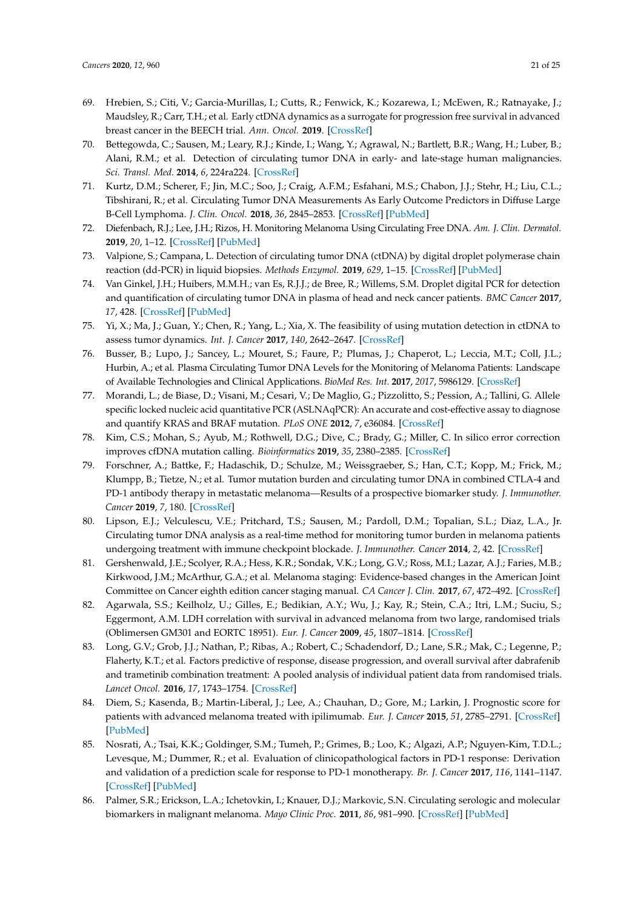69. Hrebien, S.; Citi, V.; Garcia-Murillas, I.; Cutts, R.; Fenwick, K.; Kozarewa, I.; McEwen, R.; Ratnayake, J.; Maudsley, R.; Carr, T.H.; et al. Early ctDNA dynamics as a surrogate for progression free survival in advanced breast cancer in the BEECH trial. *Ann. Oncol.* **2019**. [CrossRef]
70. Bettegowda, C.; Sausen, M.; Leary, R.J.; Kinde, I.; Wang, Y.; Agrawal, N.; Bartlett, B.R.; Wang, H.; Luber, B.; Alani, R.M.; et al. Detection of circulating tumor DNA in early- and late-stage human malignancies. *Sci. Transl. Med.* **2014**, *6*, 224ra224. [CrossRef]
71. Kurtz, D.M.; Scherer, F.; Jin, M.C.; Soo, J.; Craig, A.F.M.; Esfahani, M.S.; Chabon, J.J.; Stehr, H.; Liu, C.L.; Tibshirani, R.; et al. Circulating Tumor DNA Measurements As Early Outcome Predictors in Diffuse Large B-Cell Lymphoma. *J. Clin. Oncol.* **2018**, *36*, 2845–2853. [CrossRef] [PubMed]
72. Diefenbach, R.J.; Lee, J.H.; Rizos, H. Monitoring Melanoma Using Circulating Free DNA. *Am. J. Clin. Dermatol.* **2019**, *20*, 1–12. [CrossRef] [PubMed]
73. Valpione, S.; Campana, L. Detection of circulating tumor DNA (ctDNA) by digital droplet polymerase chain reaction (dd-PCR) in liquid biopsies. *Methods Enzymol.* **2019**, *629*, 1–15. [CrossRef] [PubMed]
74. Van Ginkel, J.H.; Huibers, M.M.H.; van Es, R.J.J.; de Bree, R.; Willems, S.M. Droplet digital PCR for detection and quantification of circulating tumor DNA in plasma of head and neck cancer patients. *BMC Cancer* **2017**, *17*, 428. [CrossRef] [PubMed]
75. Yi, X.; Ma, J.; Guan, Y.; Chen, R.; Yang, L.; Xia, X. The feasibility of using mutation detection in ctDNA to assess tumor dynamics. *Int. J. Cancer* **2017**, *140*, 2642–2647. [CrossRef]
76. Busser, B.; Lupo, J.; Sancey, L.; Mouret, S.; Faure, P.; Plumas, J.; Chaperot, L.; Leccia, M.T.; Coll, J.L.; Hurbin, A.; et al. Plasma Circulating Tumor DNA Levels for the Monitoring of Melanoma Patients: Landscape of Available Technologies and Clinical Applications. *BioMed Res. Int.* **2017**, *2017*, 5986129. [CrossRef]
77. Morandi, L.; de Biase, D.; Visani, M.; Cesari, V.; De Maglio, G.; Pizzolitto, S.; Pession, A.; Tallini, G. Allele specific locked nucleic acid quantitative PCR (ASLNAqPCR): An accurate and cost-effective assay to diagnose and quantify KRAS and BRAF mutation. *PLoS ONE* **2012**, *7*, e36084. [CrossRef]
78. Kim, C.S.; Mohan, S.; Ayub, M.; Rothwell, D.G.; Dive, C.; Brady, G.; Miller, C. In silico error correction improves cfDNA mutation calling. *Bioinformatics* **2019**, *35*, 2380–2385. [CrossRef]
79. Forschner, A.; Battke, F.; Hadaschik, D.; Schulze, M.; Weissgraeber, S.; Han, C.T.; Kopp, M.; Frick, M.; Klumpp, B.; Tietze, N.; et al. Tumor mutation burden and circulating tumor DNA in combined CTLA-4 and PD-1 antibody therapy in metastatic melanoma—Results of a prospective biomarker study. *J. Immunother. Cancer* **2019**, *7*, 180. [CrossRef]
80. Lipson, E.J.; Velculescu, V.E.; Pritchard, T.S.; Sausen, M.; Pardoll, D.M.; Topalian, S.L.; Diaz, L.A., Jr. Circulating tumor DNA analysis as a real-time method for monitoring tumor burden in melanoma patients undergoing treatment with immune checkpoint blockade. *J. Immunother. Cancer* **2014**, *2*, 42. [CrossRef]
81. Gershenwald, J.E.; Scolyer, R.A.; Hess, K.R.; Sondak, V.K.; Long, G.V.; Ross, M.I.; Lazar, A.J.; Faries, M.B.; Kirkwood, J.M.; McArthur, G.A.; et al. Melanoma staging: Evidence-based changes in the American Joint Committee on Cancer eighth edition cancer staging manual. *CA Cancer J. Clin.* **2017**, *67*, 472–492. [CrossRef]
82. Agarwala, S.S.; Keilholz, U.; Gilles, E.; Bedikian, A.Y.; Wu, J.; Kay, R.; Stein, C.A.; Itri, L.M.; Suciu, S.; Eggermont, A.M. LDH correlation with survival in advanced melanoma from two large, randomised trials (Oblimersen GM301 and EORTC 18951). *Eur. J. Cancer* **2009**, *45*, 1807–1814. [CrossRef]
83. Long, G.V.; Grob, J.J.; Nathan, P.; Ribas, A.; Robert, C.; Schadendorf, D.; Lane, S.R.; Mak, C.; Legenne, P.; Flaherty, K.T.; et al. Factors predictive of response, disease progression, and overall survival after dabrafenib and trametinib combination treatment: A pooled analysis of individual patient data from randomised trials. *Lancet Oncol.* **2016**, *17*, 1743–1754. [CrossRef]
84. Diem, S.; Kasenda, B.; Martin-Liberal, J.; Lee, A.; Chauhan, D.; Gore, M.; Larkin, J. Prognostic score for patients with advanced melanoma treated with ipilimumab. *Eur. J. Cancer* **2015**, *51*, 2785–2791. [CrossRef] [PubMed]
85. Nosrati, A.; Tsai, K.K.; Goldinger, S.M.; Tumeh, P.; Grimes, B.; Loo, K.; Algazi, A.P.; Nguyen-Kim, T.D.L.; Levesque, M.; Dummer, R.; et al. Evaluation of clinicopathological factors in PD-1 response: Derivation and validation of a prediction scale for response to PD-1 monotherapy. *Br. J. Cancer* **2017**, *116*, 1141–1147. [CrossRef] [PubMed]
86. Palmer, S.R.; Erickson, L.A.; Ichetovkin, I.; Knauer, D.J.; Markovic, S.N. Circulating serologic and molecular biomarkers in malignant melanoma. *Mayo Clinic Proc.* **2011**, *86*, 981–990. [CrossRef] [PubMed]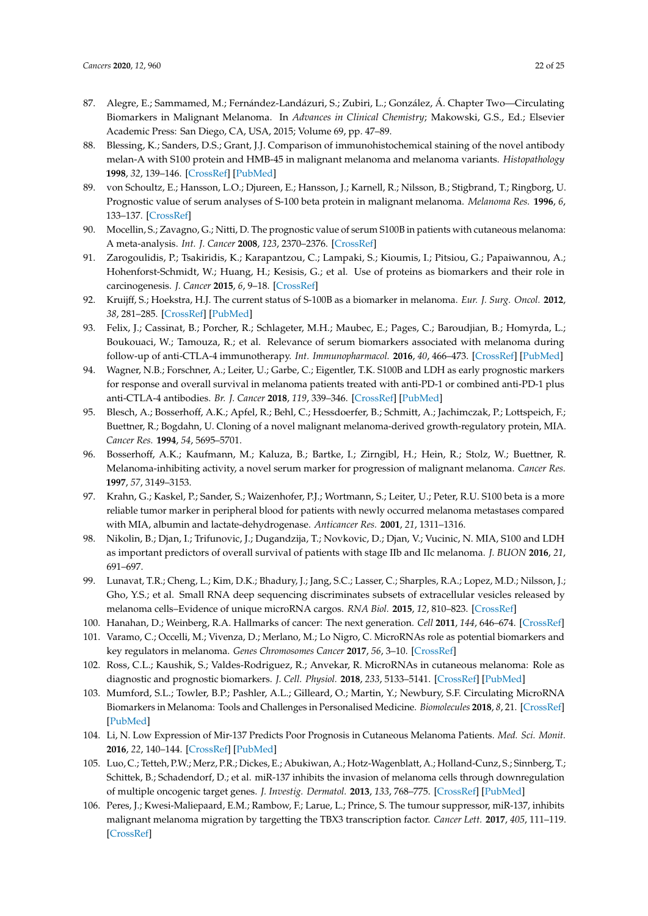87. Alegre, E.; Sammamed, M.; Fernández-Landázuri, S.; Zubiri, L.; González, Á. Chapter Two—Circulating Biomarkers in Malignant Melanoma. In *Advances in Clinical Chemistry*; Makowski, G.S., Ed.; Elsevier Academic Press: San Diego, CA, USA, 2015; Volume 69, pp. 47–89.
88. Blessing, K.; Sanders, D.S.; Grant, J.J. Comparison of immunohistochemical staining of the novel antibody melan-A with S100 protein and HMB-45 in malignant melanoma and melanoma variants. *Histopathology* **1998**, *32*, 139–146. [CrossRef] [PubMed]
89. von Schoultz, E.; Hansson, L.O.; Djureen, E.; Hansson, J.; Karnell, R.; Nilsson, B.; Stigbrand, T.; Ringborg, U. Prognostic value of serum analyses of S-100 beta protein in malignant melanoma. *Melanoma Res.* **1996**, *6*, 133–137. [CrossRef]
90. Mocellin, S.; Zavagno, G.; Nitti, D. The prognostic value of serum S100B in patients with cutaneous melanoma: A meta-analysis. *Int. J. Cancer* **2008**, *123*, 2370–2376. [CrossRef]
91. Zarogoulidis, P.; Tsakiridis, K.; Karapantzou, C.; Lampaki, S.; Kioumis, I.; Pitsiou, G.; Papaiwannou, A.; Hohenforst-Schmidt, W.; Huang, H.; Kesisis, G.; et al. Use of proteins as biomarkers and their role in carcinogenesis. *J. Cancer* **2015**, *6*, 9–18. [CrossRef]
92. Kruijff, S.; Hoekstra, H.J. The current status of S-100B as a biomarker in melanoma. *Eur. J. Surg. Oncol.* **2012**, *38*, 281–285. [CrossRef] [PubMed]
93. Felix, J.; Cassinat, B.; Porcher, R.; Schlageter, M.H.; Maubec, E.; Pages, C.; Baroudjian, B.; Homyrda, L.; Boukouaci, W.; Tamouza, R.; et al. Relevance of serum biomarkers associated with melanoma during follow-up of anti-CTLA-4 immunotherapy. *Int. Immunopharmacol.* **2016**, *40*, 466–473. [CrossRef] [PubMed]
94. Wagner, N.B.; Forschner, A.; Leiter, U.; Garbe, C.; Eigentler, T.K. S100B and LDH as early prognostic markers for response and overall survival in melanoma patients treated with anti-PD-1 or combined anti-PD-1 plus anti-CTLA-4 antibodies. *Br. J. Cancer* **2018**, *119*, 339–346. [CrossRef] [PubMed]
95. Blesch, A.; Bosserhoff, A.K.; Apfel, R.; Behl, C.; Hessdoerfer, B.; Schmitt, A.; Jachimczak, P.; Lottspeich, F.; Buettner, R.; Bogdahn, U. Cloning of a novel malignant melanoma-derived growth-regulatory protein, MIA. *Cancer Res.* **1994**, *54*, 5695–5701.
96. Bosserhoff, A.K.; Kaufmann, M.; Kaluza, B.; Bartke, I.; Zirngibl, H.; Hein, R.; Stolz, W.; Buettner, R. Melanoma-inhibiting activity, a novel serum marker for progression of malignant melanoma. *Cancer Res.* **1997**, *57*, 3149–3153.
97. Krahn, G.; Kaskel, P.; Sander, S.; Waizenhofer, P.J.; Wortmann, S.; Leiter, U.; Peter, R.U. S100 beta is a more reliable tumor marker in peripheral blood for patients with newly occurred melanoma metastases compared with MIA, albumin and lactate-dehydrogenase. *Anticancer Res.* **2001**, *21*, 1311–1316.
98. Nikolin, B.; Djan, I.; Trifunovic, J.; Dugandzija, T.; Novkovic, D.; Djan, V.; Vucinic, N. MIA, S100 and LDH as important predictors of overall survival of patients with stage IIb and IIc melanoma. *J. BUON* **2016**, *21*, 691–697.
99. Lunavat, T.R.; Cheng, L.; Kim, D.K.; Bhadury, J.; Jang, S.C.; Lasser, C.; Sharples, R.A.; Lopez, M.D.; Nilsson, J.; Gho, Y.S.; et al. Small RNA deep sequencing discriminates subsets of extracellular vesicles released by melanoma cells–Evidence of unique microRNA cargos. *RNA Biol.* **2015**, *12*, 810–823. [CrossRef]
100. Hanahan, D.; Weinberg, R.A. Hallmarks of cancer: The next generation. *Cell* **2011**, *144*, 646–674. [CrossRef]
101. Varamo, C.; Occelli, M.; Vivenza, D.; Merlano, M.; Lo Nigro, C. MicroRNAs role as potential biomarkers and key regulators in melanoma. *Genes Chromosomes Cancer* **2017**, *56*, 3–10. [CrossRef]
102. Ross, C.L.; Kaushik, S.; Valdes-Rodriguez, R.; Anvekar, R. MicroRNAs in cutaneous melanoma: Role as diagnostic and prognostic biomarkers. *J. Cell. Physiol.* **2018**, *233*, 5133–5141. [CrossRef] [PubMed]
103. Mumford, S.L.; Towler, B.P.; Pashler, A.L.; Gilleard, O.; Martin, Y.; Newbury, S.F. Circulating MicroRNA Biomarkers in Melanoma: Tools and Challenges in Personalised Medicine. *Biomolecules* **2018**, *8*, 21. [CrossRef] [PubMed]
104. Li, N. Low Expression of Mir-137 Predicts Poor Prognosis in Cutaneous Melanoma Patients. *Med. Sci. Monit.* **2016**, *22*, 140–144. [CrossRef] [PubMed]
105. Luo, C.; Tetteh, P.W.; Merz, P.R.; Dickes, E.; Abukiwan, A.; Hotz-Wagenblatt, A.; Holland-Cunz, S.; Sinnberg, T.; Schittek, B.; Schadendorf, D.; et al. miR-137 inhibits the invasion of melanoma cells through downregulation of multiple oncogenic target genes. *J. Investig. Dermatol.* **2013**, *133*, 768–775. [CrossRef] [PubMed]
106. Peres, J.; Kwesi-Maliepaard, E.M.; Rambow, F.; Larue, L.; Prince, S. The tumour suppressor, miR-137, inhibits malignant melanoma migration by targetting the TBX3 transcription factor. *Cancer Lett.* **2017**, *405*, 111–119. [CrossRef]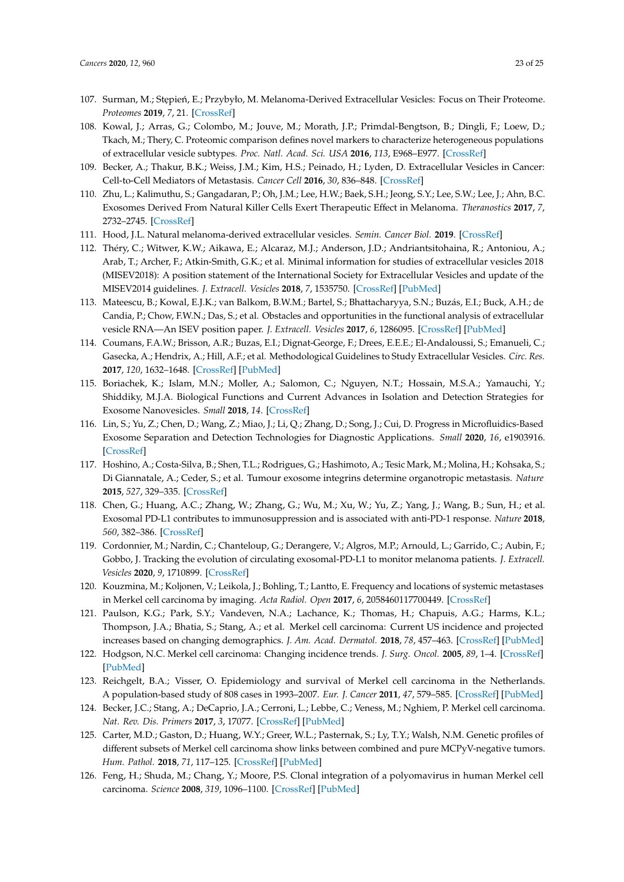107. Surman, M.; Stępień, E.; Przybyło, M. Melanoma-Derived Extracellular Vesicles: Focus on Their Proteome. *Proteomes* **2019**, *7*, 21. [CrossRef]
108. Kowal, J.; Arras, G.; Colombo, M.; Jouve, M.; Morath, J.P.; Primdal-Bengtson, B.; Dingli, F.; Loew, D.; Tkach, M.; Thery, C. Proteomic comparison defines novel markers to characterize heterogeneous populations of extracellular vesicle subtypes. *Proc. Natl. Acad. Sci. USA* **2016**, *113*, E968–E977. [CrossRef]
109. Becker, A.; Thakur, B.K.; Weiss, J.M.; Kim, H.S.; Peinado, H.; Lyden, D. Extracellular Vesicles in Cancer: Cell-to-Cell Mediators of Metastasis. *Cancer Cell* **2016**, *30*, 836–848. [CrossRef]
110. Zhu, L.; Kalimuthu, S.; Gangadaran, P.; Oh, J.M.; Lee, H.W.; Baek, S.H.; Jeong, S.Y.; Lee, S.W.; Lee, J.; Ahn, B.C. Exosomes Derived From Natural Killer Cells Exert Therapeutic Effect in Melanoma. *Theranostics* **2017**, *7*, 2732–2745. [CrossRef]
111. Hood, J.L. Natural melanoma-derived extracellular vesicles. *Semin. Cancer Biol.* **2019**. [CrossRef]
112. Théry, C.; Witwer, K.W.; Aikawa, E.; Alcaraz, M.J.; Anderson, J.D.; Andriantsitohaina, R.; Antoniou, A.; Arab, T.; Archer, F.; Atkin-Smith, G.K.; et al. Minimal information for studies of extracellular vesicles 2018 (MISEV2018): A position statement of the International Society for Extracellular Vesicles and update of the MISEV2014 guidelines. *J. Extracell. Vesicles* **2018**, *7*, 1535750. [CrossRef] [PubMed]
113. Mateescu, B.; Kowal, E.J.K.; van Balkom, B.W.M.; Bartel, S.; Bhattacharyya, S.N.; Buzás, E.I.; Buck, A.H.; de Candia, P.; Chow, F.W.N.; Das, S.; et al. Obstacles and opportunities in the functional analysis of extracellular vesicle RNA—An ISEV position paper. *J. Extracell. Vesicles* **2017**, *6*, 1286095. [CrossRef] [PubMed]
114. Coumans, F.A.W.; Brisson, A.R.; Buzas, E.I.; Dignat-George, F.; Drees, E.E.E.; El-Andaloussi, S.; Emanueli, C.; Gasecka, A.; Hendrix, A.; Hill, A.F.; et al. Methodological Guidelines to Study Extracellular Vesicles. *Circ. Res.* **2017**, *120*, 1632–1648. [CrossRef] [PubMed]
115. Boriachek, K.; Islam, M.N.; Moller, A.; Salomon, C.; Nguyen, N.T.; Hossain, M.S.A.; Yamauchi, Y.; Shiddiky, M.J.A. Biological Functions and Current Advances in Isolation and Detection Strategies for Exosome Nanovesicles. *Small* **2018**, *14*. [CrossRef]
116. Lin, S.; Yu, Z.; Chen, D.; Wang, Z.; Miao, J.; Li, Q.; Zhang, D.; Song, J.; Cui, D. Progress in Microfluidics-Based Exosome Separation and Detection Technologies for Diagnostic Applications. *Small* **2020**, *16*, e1903916. [CrossRef]
117. Hoshino, A.; Costa-Silva, B.; Shen, T.L.; Rodrigues, G.; Hashimoto, A.; Tesic Mark, M.; Molina, H.; Kohsaka, S.; Di Giannatale, A.; Ceder, S.; et al. Tumour exosome integrins determine organotropic metastasis. *Nature* **2015**, *527*, 329–335. [CrossRef]
118. Chen, G.; Huang, A.C.; Zhang, W.; Zhang, G.; Wu, M.; Xu, W.; Yu, Z.; Yang, J.; Wang, B.; Sun, H.; et al. Exosomal PD-L1 contributes to immunosuppression and is associated with anti-PD-1 response. *Nature* **2018**, *560*, 382–386. [CrossRef]
119. Cordonnier, M.; Nardin, C.; Chanteloup, G.; Derangere, V.; Algros, M.P.; Arnould, L.; Garrido, C.; Aubin, F.; Gobbo, J. Tracking the evolution of circulating exosomal-PD-L1 to monitor melanoma patients. *J. Extracell. Vesicles* **2020**, *9*, 1710899. [CrossRef]
120. Kouzmina, M.; Koljonen, V.; Leikola, J.; Bohling, T.; Lantto, E. Frequency and locations of systemic metastases in Merkel cell carcinoma by imaging. *Acta Radiol. Open* **2017**, *6*, 2058460117700449. [CrossRef]
121. Paulson, K.G.; Park, S.Y.; Vandeven, N.A.; Lachance, K.; Thomas, H.; Chapuis, A.G.; Harms, K.L.; Thompson, J.A.; Bhatia, S.; Stang, A.; et al. Merkel cell carcinoma: Current US incidence and projected increases based on changing demographics. *J. Am. Acad. Dermatol.* **2018**, *78*, 457–463. [CrossRef] [PubMed]
122. Hodgson, N.C. Merkel cell carcinoma: Changing incidence trends. *J. Surg. Oncol.* **2005**, *89*, 1–4. [CrossRef] [PubMed]
123. Reichgelt, B.A.; Visser, O. Epidemiology and survival of Merkel cell carcinoma in the Netherlands. A population-based study of 808 cases in 1993–2007. *Eur. J. Cancer* **2011**, *47*, 579–585. [CrossRef] [PubMed]
124. Becker, J.C.; Stang, A.; DeCaprio, J.A.; Cerroni, L.; Lebbe, C.; Veness, M.; Nghiem, P. Merkel cell carcinoma. *Nat. Rev. Dis. Primers* **2017**, *3*, 17077. [CrossRef] [PubMed]
125. Carter, M.D.; Gaston, D.; Huang, W.Y.; Greer, W.L.; Pasternak, S.; Ly, T.Y.; Walsh, N.M. Genetic profiles of different subsets of Merkel cell carcinoma show links between combined and pure MCPyV-negative tumors. *Hum. Pathol.* **2018**, *71*, 117–125. [CrossRef] [PubMed]
126. Feng, H.; Shuda, M.; Chang, Y.; Moore, P.S. Clonal integration of a polyomavirus in human Merkel cell carcinoma. *Science* **2008**, *319*, 1096–1100. [CrossRef] [PubMed]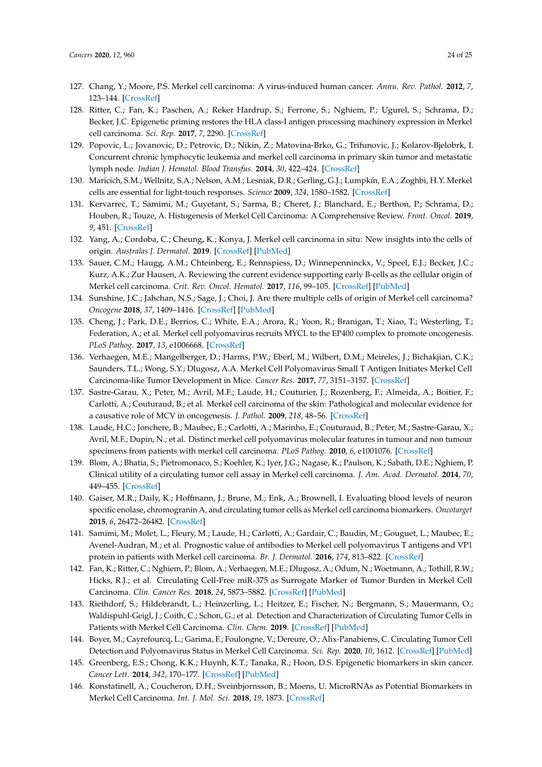127. Chang, Y.; Moore, P.S. Merkel cell carcinoma: A virus-induced human cancer. *Annu. Rev. Pathol.* **2012**, *7*, 123–144. [CrossRef]

128. Ritter, C.; Fan, K.; Paschen, A.; Reker Hardrup, S.; Ferrone, S.; Nghiem, P.; Ugurel, S.; Schrama, D.; Becker, J.C. Epigenetic priming restores the HLA class-I antigen processing machinery expression in Merkel cell carcinoma. *Sci. Rep.* **2017**, *7*, 2290. [CrossRef]

129. Popovic, L.; Jovanovic, D.; Petrovic, D.; Nikin, Z.; Matovina-Brko, G.; Trifunovic, J.; Kolarov-Bjelobrk, I. Concurrent chronic lymphocytic leukemia and merkel cell carcinoma in primary skin tumor and metastatic lymph node. *Indian J. Hematol. Blood Transfus.* **2014**, *30*, 422–424. [CrossRef]

130. Maricich, S.M.; Wellnitz, S.A.; Nelson, A.M.; Lesniak, D.R.; Gerling, G.J.; Lumpkin, E.A.; Zoghbi, H.Y. Merkel cells are essential for light-touch responses. *Science* **2009**, *324*, 1580–1582. [CrossRef]

131. Kervarrec, T.; Samimi, M.; Guyetant, S.; Sarma, B.; Cheret, J.; Blanchard, E.; Berthon, P.; Schrama, D.; Houben, R.; Touze, A. Histogenesis of Merkel Cell Carcinoma: A Comprehensive Review. *Front. Oncol.* **2019**, *9*, 451. [CrossRef]

132. Yang, A.; Cordoba, C.; Cheung, K.; Konya, J. Merkel cell carcinoma in situ: New insights into the cells of origin. *Australas J. Dermatol.* **2019**. [CrossRef] [PubMed]

133. Sauer, C.M.; Haugg, A.M.; Chteinberg, E.; Rennspiess, D.; Winnepenninckx, V.; Speel, E.J.; Becker, J.C.; Kurz, A.K.; Zur Hausen, A. Reviewing the current evidence supporting early B-cells as the cellular origin of Merkel cell carcinoma. *Crit. Rev. Oncol. Hematol.* **2017**, *116*, 99–105. [CrossRef] [PubMed]

134. Sunshine, J.C.; Jahchan, N.S.; Sage, J.; Choi, J. Are there multiple cells of origin of Merkel cell carcinoma? *Oncogene* **2018**, *37*, 1409–1416. [CrossRef] [PubMed]

135. Cheng, J.; Park, D.E.; Berrios, C.; White, E.A.; Arora, R.; Yoon, R.; Branigan, T.; Xiao, T.; Westerling, T.; Federation, A.; et al. Merkel cell polyomavirus recruits MYCL to the EP400 complex to promote oncogenesis. *PLoS Pathog.* **2017**, *13*, e1006668. [CrossRef]

136. Verhaegen, M.E.; Mangelberger, D.; Harms, P.W.; Eberl, M.; Wilbert, D.M.; Meireles, J.; Bichakjian, C.K.; Saunders, T.L.; Wong, S.Y.; Dlugosz, A.A. Merkel Cell Polyomavirus Small T Antigen Initiates Merkel Cell Carcinoma-like Tumor Development in Mice. *Cancer Res.* **2017**, *77*, 3151–3157. [CrossRef]

137. Sastre-Garau, X.; Peter, M.; Avril, M.F.; Laude, H.; Couturier, J.; Rozenberg, F.; Almeida, A.; Boitier, F.; Carlotti, A.; Couturaud, B.; et al. Merkel cell carcinoma of the skin: Pathological and molecular evidence for a causative role of MCV in oncogenesis. *J. Pathol.* **2009**, *218*, 48–56. [CrossRef]

138. Laude, H.C.; Jonchere, B.; Maubec, E.; Carlotti, A.; Marinho, E.; Couturaud, B.; Peter, M.; Sastre-Garau, X.; Avril, M.F.; Dupin, N.; et al. Distinct merkel cell polyomavirus molecular features in tumour and non tumour specimens from patients with merkel cell carcinoma. *PLoS Pathog.* **2010**, *6*, e1001076. [CrossRef]

139. Blom, A.; Bhatia, S.; Pietromonaco, S.; Koehler, K.; Iyer, J.G.; Nagase, K.; Paulson, K.; Sabath, D.E.; Nghiem, P. Clinical utility of a circulating tumor cell assay in Merkel cell carcinoma. *J. Am. Acad. Dermatol.* **2014**, *70*, 449–455. [CrossRef]

140. Gaiser, M.R.; Daily, K.; Hoffmann, J.; Brune, M.; Enk, A.; Brownell, I. Evaluating blood levels of neuron specific enolase, chromogranin A, and circulating tumor cells as Merkel cell carcinoma biomarkers. *Oncotarget* **2015**, *6*, 26472–26482. [CrossRef]

141. Samimi, M.; Molet, L.; Fleury, M.; Laude, H.; Carlotti, A.; Gardair, C.; Baudin, M.; Gouguet, L.; Maubec, E.; Avenel-Audran, M.; et al. Prognostic value of antibodies to Merkel cell polyomavirus T antigens and VP1 protein in patients with Merkel cell carcinoma. *Br. J. Dermatol.* **2016**, *174*, 813–822. [CrossRef]

142. Fan, K.; Ritter, C.; Nghiem, P.; Blom, A.; Verhaegen, M.E.; Dlugosz, A.; Odum, N.; Woetmann, A.; Tothill, R.W.; Hicks, R.J.; et al. Circulating Cell-Free miR-375 as Surrogate Marker of Tumor Burden in Merkel Cell Carcinoma. *Clin. Cancer Res.* **2018**, *24*, 5873–5882. [CrossRef] [PubMed]

143. Riethdorf, S.; Hildebrandt, L.; Heinzerling, L.; Heitzer, E.; Fischer, N.; Bergmann, S.; Mauermann, O.; Waldispuhl-Geigl, J.; Coith, C.; Schon, G.; et al. Detection and Characterization of Circulating Tumor Cells in Patients with Merkel Cell Carcinoma. *Clin. Chem.* **2019**. [CrossRef] [PubMed]

144. Boyer, M.; Cayrefourcq, L.; Garima, F.; Foulongne, V.; Dereure, O.; Alix-Panabieres, C. Circulating Tumor Cell Detection and Polyomavirus Status in Merkel Cell Carcinoma. *Sci. Rep.* **2020**, *10*, 1612. [CrossRef] [PubMed]

145. Greenberg, E.S.; Chong, K.K.; Huynh, K.T.; Tanaka, R.; Hoon, D.S. Epigenetic biomarkers in skin cancer. *Cancer Lett.* **2014**, *342*, 170–177. [CrossRef] [PubMed]

146. Konstatinell, A.; Coucheron, D.H.; Sveinbjornsson, B.; Moens, U. MicroRNAs as Potential Biomarkers in Merkel Cell Carcinoma. *Int. J. Mol. Sci.* **2018**, *19*, 1873. [CrossRef]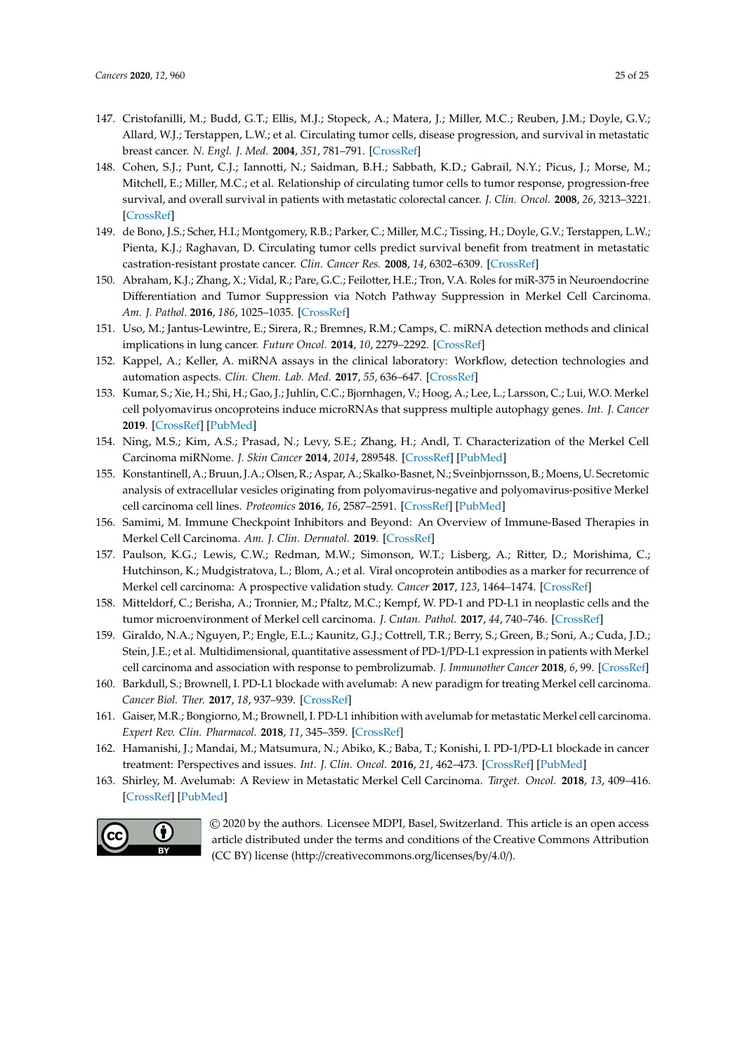147. Cristofanilli, M.; Budd, G.T.; Ellis, M.J.; Stopeck, A.; Matera, J.; Miller, M.C.; Reuben, J.M.; Doyle, G.V.; Allard, W.J.; Terstappen, L.W.; et al. Circulating tumor cells, disease progression, and survival in metastatic breast cancer. *N. Engl. J. Med.* **2004**, *351*, 781–791. [CrossRef]
148. Cohen, S.J.; Punt, C.J.; Iannotti, N.; Saidman, B.H.; Sabbath, K.D.; Gabrail, N.Y.; Picus, J.; Morse, M.; Mitchell, E.; Miller, M.C.; et al. Relationship of circulating tumor cells to tumor response, progression-free survival, and overall survival in patients with metastatic colorectal cancer. *J. Clin. Oncol.* **2008**, *26*, 3213–3221. [CrossRef]
149. de Bono, J.S.; Scher, H.I.; Montgomery, R.B.; Parker, C.; Miller, M.C.; Tissing, H.; Doyle, G.V.; Terstappen, L.W.; Pienta, K.J.; Raghavan, D. Circulating tumor cells predict survival benefit from treatment in metastatic castration-resistant prostate cancer. *Clin. Cancer Res.* **2008**, *14*, 6302–6309. [CrossRef]
150. Abraham, K.J.; Zhang, X.; Vidal, R.; Pare, G.C.; Feilotter, H.E.; Tron, V.A. Roles for miR-375 in Neuroendocrine Differentiation and Tumor Suppression via Notch Pathway Suppression in Merkel Cell Carcinoma. *Am. J. Pathol.* **2016**, *186*, 1025–1035. [CrossRef]
151. Uso, M.; Jantus-Lewintre, E.; Sirera, R.; Bremnes, R.M.; Camps, C. miRNA detection methods and clinical implications in lung cancer. *Future Oncol.* **2014**, *10*, 2279–2292. [CrossRef]
152. Kappel, A.; Keller, A. miRNA assays in the clinical laboratory: Workflow, detection technologies and automation aspects. *Clin. Chem. Lab. Med.* **2017**, *55*, 636–647. [CrossRef]
153. Kumar, S.; Xie, H.; Shi, H.; Gao, J.; Juhlin, C.C.; Bjornhagen, V.; Hoog, A.; Lee, L.; Larsson, C.; Lui, W.O. Merkel cell polyomavirus oncoproteins induce microRNAs that suppress multiple autophagy genes. *Int. J. Cancer* **2019**. [CrossRef] [PubMed]
154. Ning, M.S.; Kim, A.S.; Prasad, N.; Levy, S.E.; Zhang, H.; Andl, T. Characterization of the Merkel Cell Carcinoma miRNome. *J. Skin Cancer* **2014**, *2014*, 289548. [CrossRef] [PubMed]
155. Konstantinell, A.; Bruun, J.A.; Olsen, R.; Aspar, A.; Skalko-Basnet, N.; Sveinbjornsson, B.; Moens, U. Secretomic analysis of extracellular vesicles originating from polyomavirus-negative and polyomavirus-positive Merkel cell carcinoma cell lines. *Proteomics* **2016**, *16*, 2587–2591. [CrossRef] [PubMed]
156. Samimi, M. Immune Checkpoint Inhibitors and Beyond: An Overview of Immune-Based Therapies in Merkel Cell Carcinoma. *Am. J. Clin. Dermatol.* **2019**. [CrossRef]
157. Paulson, K.G.; Lewis, C.W.; Redman, M.W.; Simonson, W.T.; Lisberg, A.; Ritter, D.; Morishima, C.; Hutchinson, K.; Mudgistratova, L.; Blom, A.; et al. Viral oncoprotein antibodies as a marker for recurrence of Merkel cell carcinoma: A prospective validation study. *Cancer* **2017**, *123*, 1464–1474. [CrossRef]
158. Mitteldorf, C.; Berisha, A.; Tronnier, M.; Pfaltz, M.C.; Kempf, W. PD-1 and PD-L1 in neoplastic cells and the tumor microenvironment of Merkel cell carcinoma. *J. Cutan. Pathol.* **2017**, *44*, 740–746. [CrossRef]
159. Giraldo, N.A.; Nguyen, P.; Engle, E.L.; Kaunitz, G.J.; Cottrell, T.R.; Berry, S.; Green, B.; Soni, A.; Cuda, J.D.; Stein, J.E.; et al. Multidimensional, quantitative assessment of PD-1/PD-L1 expression in patients with Merkel cell carcinoma and association with response to pembrolizumab. *J. Immunother Cancer* **2018**, *6*, 99. [CrossRef]
160. Barkdull, S.; Brownell, I. PD-L1 blockade with avelumab: A new paradigm for treating Merkel cell carcinoma. *Cancer Biol. Ther.* **2017**, *18*, 937–939. [CrossRef]
161. Gaiser, M.R.; Bongiorno, M.; Brownell, I. PD-L1 inhibition with avelumab for metastatic Merkel cell carcinoma. *Expert Rev. Clin. Pharmacol.* **2018**, *11*, 345–359. [CrossRef]
162. Hamanishi, J.; Mandai, M.; Matsumura, N.; Abiko, K.; Baba, T.; Konishi, I. PD-1/PD-L1 blockade in cancer treatment: Perspectives and issues. *Int. J. Clin. Oncol.* **2016**, *21*, 462–473. [CrossRef] [PubMed]
163. Shirley, M. Avelumab: A Review in Metastatic Merkel Cell Carcinoma. *Target. Oncol.* **2018**, *13*, 409–416. [CrossRef] [PubMed]

© 2020 by the authors. Licensee MDPI, Basel, Switzerland. This article is an open access article distributed under the terms and conditions of the Creative Commons Attribution (CC BY) license (http://creativecommons.org/licenses/by/4.0/).